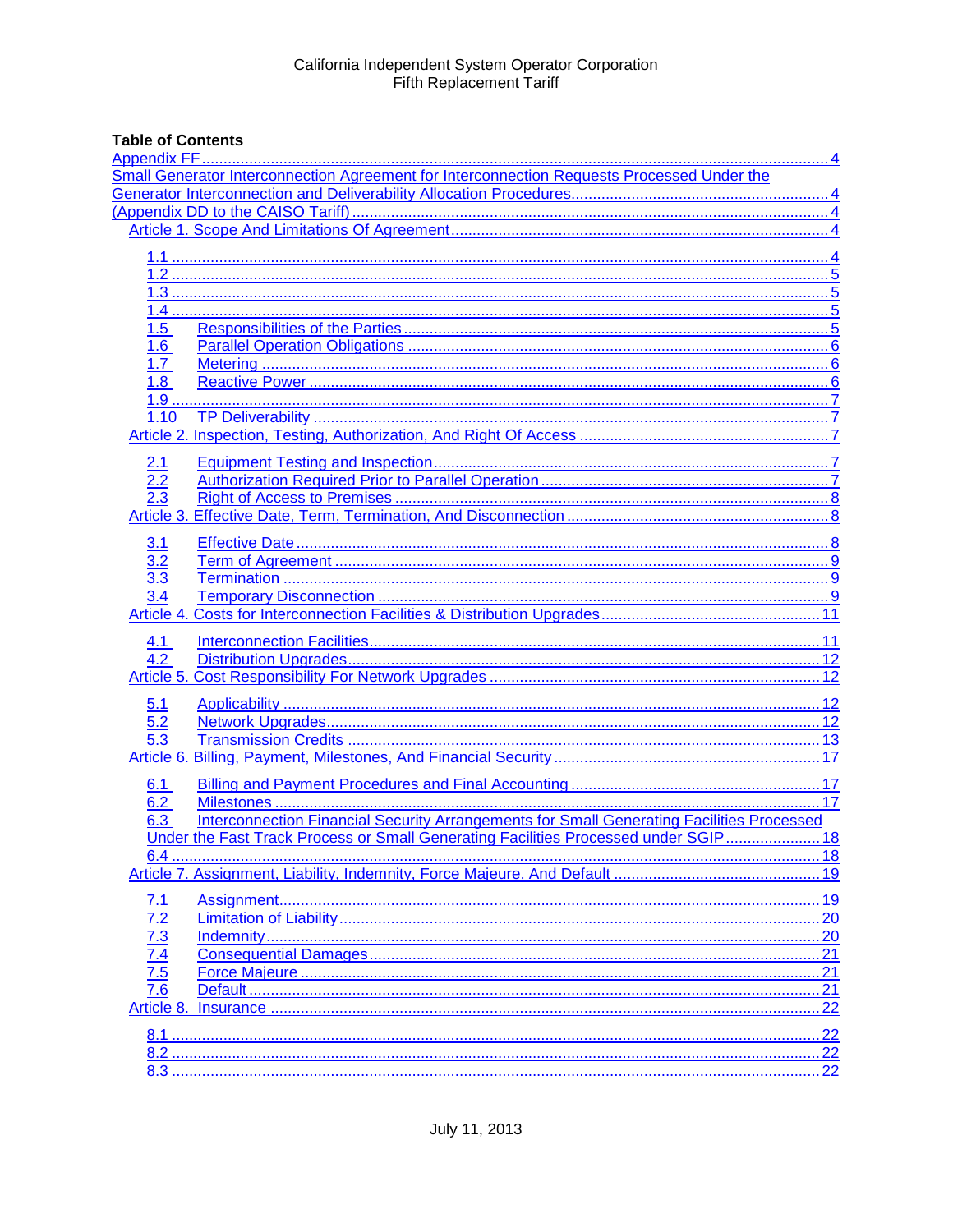California Independent System Operator Corporation
Fifth Replacement Tariff

**Table of Contents**

Appendix FF ........................................................................................................................... 4
Small Generator Interconnection Agreement for Interconnection Requests Processed Under the Generator Interconnection and Deliverability Allocation Procedures ................................................. 4
(Appendix DD to the CAISO Tariff) ............................................................................................ 4
Article 1. Scope And Limitations Of Agreement ......................................................................... 4

1.1 ........................................................................................................................................ 4
1.2 ........................................................................................................................................ 5
1.3 ........................................................................................................................................ 5
1.4 ........................................................................................................................................ 5
1.5 Responsibilities of the Parties ........................................................................................ 5
1.6 Parallel Operation Obligations ........................................................................................ 6
1.7 Metering .......................................................................................................................... 6
1.8 Reactive Power ................................................................................................................ 6
1.9 ........................................................................................................................................ 7
1.10 TP Deliverability ............................................................................................................. 7

Article 2. Inspection, Testing, Authorization, And Right Of Access .............................................. 7

2.1 Equipment Testing and Inspection ................................................................................... 7
2.2 Authorization Required Prior to Parallel Operation ........................................................... 7
2.3 Right of Access to Premises ............................................................................................ 8

Article 3. Effective Date, Term, Termination, And Disconnection ................................................. 8

3.1 Effective Date .................................................................................................................. 8
3.2 Term of Agreement .......................................................................................................... 9
3.3 Termination ..................................................................................................................... 9
3.4 Temporary Disconnection ................................................................................................ 9

Article 4. Costs for Interconnection Facilities & Distribution Upgrades ........................................ 11

4.1 Interconnection Facilities ................................................................................................ 11
4.2 Distribution Upgrades ..................................................................................................... 12

Article 5. Cost Responsibility For Network Upgrades ................................................................. 12

5.1 Applicability .................................................................................................................... 12
5.2 Network Upgrades .......................................................................................................... 12
5.3 Transmission Credits ...................................................................................................... 13

Article 6. Billing, Payment, Milestones, And Financial Security ................................................... 17

6.1 Billing and Payment Procedures and Final Accounting ................................................... 17
6.2 Milestones ...................................................................................................................... 17
6.3 Interconnection Financial Security Arrangements for Small Generating Facilities Processed Under the Fast Track Process or Small Generating Facilities Processed under SGIP ....................... 18
6.4 ........................................................................................................................................ 18

Article 7. Assignment, Liability, Indemnity, Force Majeure, And Default ..................................... 19

7.1 Assignment ..................................................................................................................... 19
7.2 Limitation of Liability ....................................................................................................... 20
7.3 Indemnity ........................................................................................................................ 20
7.4 Consequential Damages ................................................................................................. 21
7.5 Force Majeure ................................................................................................................. 21
7.6 Default ............................................................................................................................ 21

Article 8. Insurance .................................................................................................................... 22

8.1 ........................................................................................................................................ 22
8.2 ........................................................................................................................................ 22
8.3 ........................................................................................................................................ 22

July 11, 2013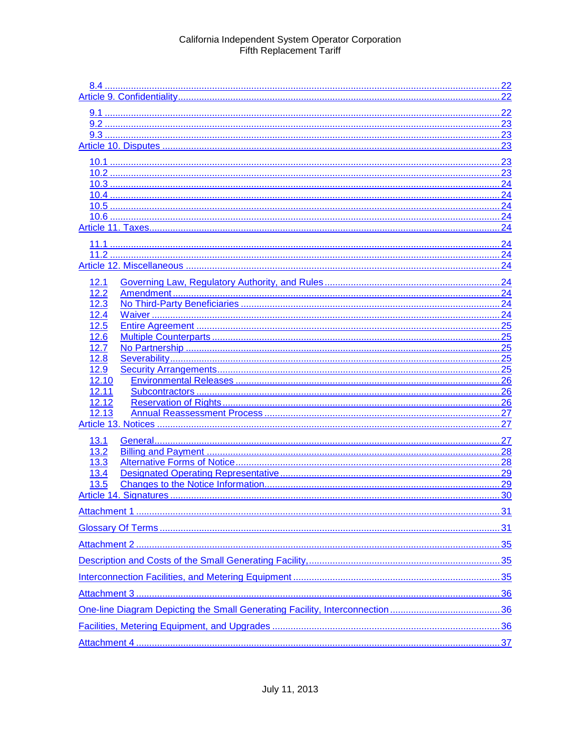8.4 ..................................................................................................................................... 22
Article 9. Confidentiality................................................................................................................. 22

9.1 ..................................................................................................................................... 22
9.2 ..................................................................................................................................... 23
9.3 ..................................................................................................................................... 23
Article 10. Disputes ........................................................................................................................ 23

10.1 ................................................................................................................................... 23
10.2 ................................................................................................................................... 23
10.3 ................................................................................................................................... 24
10.4 ................................................................................................................................... 24
10.5 ................................................................................................................................... 24
10.6 ................................................................................................................................... 24
Article 11. Taxes.............................................................................................................................. 24

11.1 ................................................................................................................................... 24
11.2 ................................................................................................................................... 24
Article 12. Miscellaneous ................................................................................................................ 24

12.1 Governing Law, Regulatory Authority, and Rules ................................................................... 24
12.2 Amendment ........................................................................................................................... 24
12.3 No Third-Party Beneficiaries .................................................................................................. 24
12.4 Waiver ................................................................................................................................... 24
12.5 Entire Agreement ................................................................................................................... 25
12.6 Multiple Counterparts ............................................................................................................ 25
12.7 No Partnership ...................................................................................................................... 25
12.8 Severability ............................................................................................................................ 25
12.9 Security Arrangements .......................................................................................................... 25
12.10 Environmental Releases ..................................................................................................... 26
12.11 Subcontractors .................................................................................................................... 26
12.12 Reservation of Rights .......................................................................................................... 26
12.13 Annual Reassessment Process ........................................................................................... 27
Article 13. Notices ........................................................................................................................... 27

13.1 General .................................................................................................................................. 27
13.2 Billing and Payment ............................................................................................................... 28
13.3 Alternative Forms of Notice .................................................................................................... 28
13.4 Designated Operating Representative ................................................................................... 29
13.5 Changes to the Notice Information ......................................................................................... 29
Article 14. Signatures ...................................................................................................................... 30

Attachment 1 ................................................................................................................................... 31

Glossary Of Terms .......................................................................................................................... 31

Attachment 2 ................................................................................................................................... 35

Description and Costs of the Small Generating Facility, .................................................................. 35

Interconnection Facilities, and Metering Equipment ........................................................................ 35

Attachment 3 ................................................................................................................................... 36

One-line Diagram Depicting the Small Generating Facility, Interconnection ..................................... 36

Facilities, Metering Equipment, and Upgrades ................................................................................. 36

Attachment 4 ................................................................................................................................... 37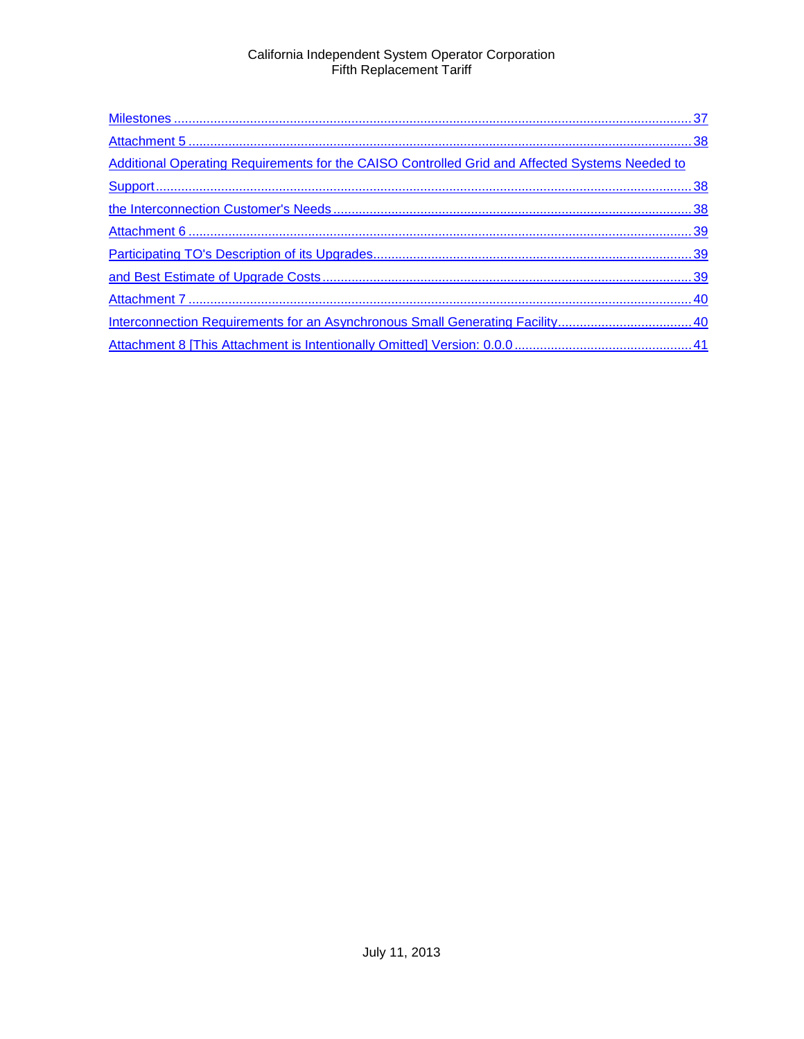[Milestones ..... 37](#)

[Attachment 5 ..... 38](#)

[Additional Operating Requirements for the CAISO Controlled Grid and Affected Systems Needed to](#)

[Support ..... 38](#)

[the Interconnection Customer's Needs ..... 38](#)

[Attachment 6 ..... 39](#)

[Participating TO's Description of its Upgrades ..... 39](#)

[and Best Estimate of Upgrade Costs ..... 39](#)

[Attachment 7 ..... 40](#)

[Interconnection Requirements for an Asynchronous Small Generating Facility ..... 40](#)

[Attachment 8 [This Attachment is Intentionally Omitted] Version: 0.0.0 ..... 41](#)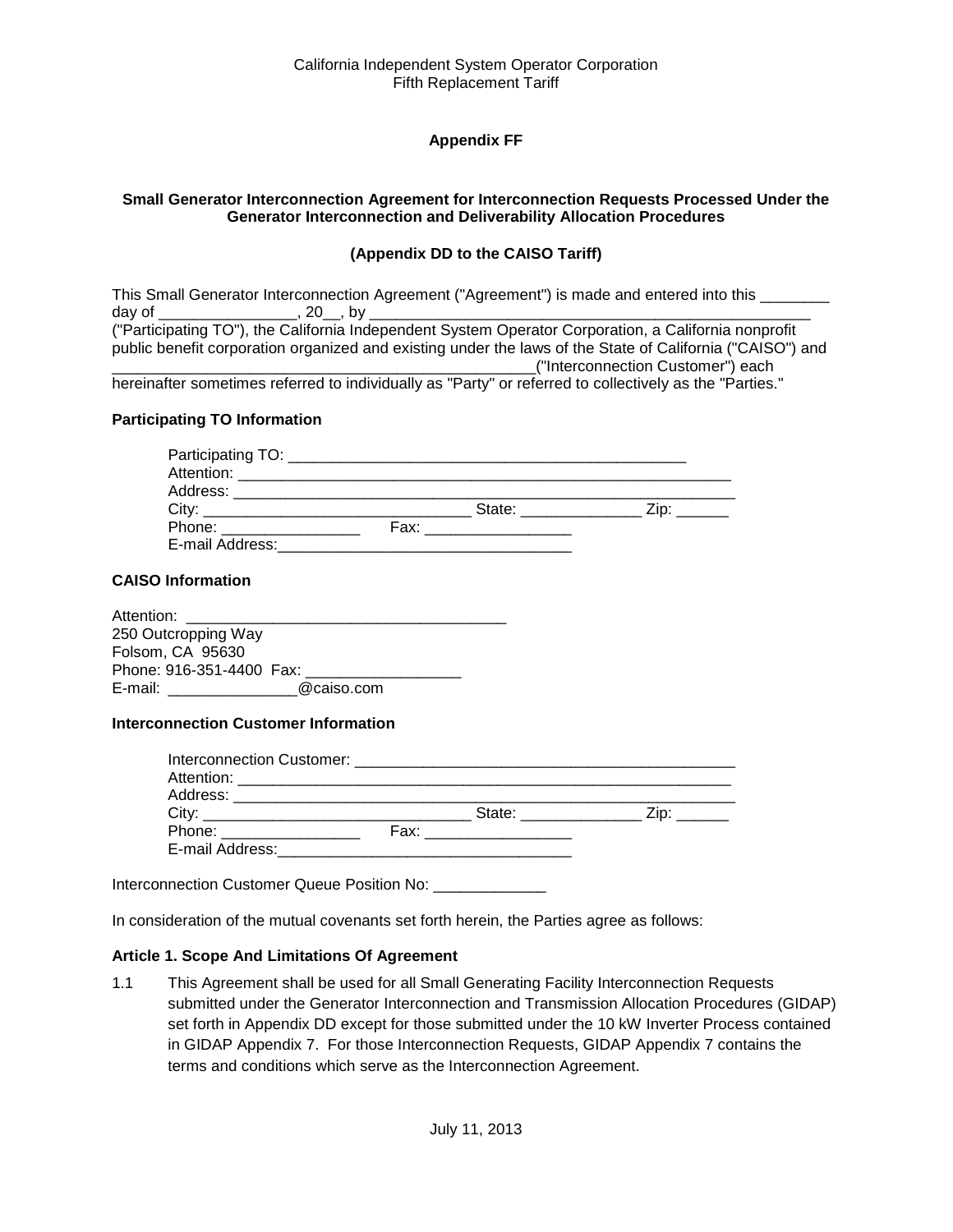California Independent System Operator Corporation
Fifth Replacement Tariff

# Appendix FF

## Small Generator Interconnection Agreement for Interconnection Requests Processed Under the Generator Interconnection and Deliverability Allocation Procedures

## (Appendix DD to the CAISO Tariff)

This Small Generator Interconnection Agreement ("Agreement") is made and entered into this ________ day of ________________, 20__, by ____________________________________________________ ("Participating TO"), the California Independent System Operator Corporation, a California nonprofit public benefit corporation organized and existing under the laws of the State of California ("CAISO") and ____________________________________________________("Interconnection Customer") each hereinafter sometimes referred to individually as "Party" or referred to collectively as the "Parties."

**Participating TO Information**

Participating TO: ________________________________________________
Attention: ____________________________________________________________
Address: _____________________________________________________________
City: _______________________________ State: ______________ Zip: ______
Phone: ________________ Fax: _________________
E-mail Address:___________________________________

**CAISO Information**

Attention: _____________________________________
250 Outcropping Way
Folsom, CA 95630
Phone: 916-351-4400 Fax: __________________
E-mail: _______________@caiso.com

**Interconnection Customer Information**

Interconnection Customer: ____________________________________________
Attention: ____________________________________________________________
Address: _____________________________________________________________
City: _______________________________ State: ______________ Zip: ______
Phone: ________________ Fax: _________________
E-mail Address:___________________________________

Interconnection Customer Queue Position No: _____________

In consideration of the mutual covenants set forth herein, the Parties agree as follows:

**Article 1. Scope And Limitations Of Agreement**

1.1 This Agreement shall be used for all Small Generating Facility Interconnection Requests submitted under the Generator Interconnection and Transmission Allocation Procedures (GIDAP) set forth in Appendix DD except for those submitted under the 10 kW Inverter Process contained in GIDAP Appendix 7. For those Interconnection Requests, GIDAP Appendix 7 contains the terms and conditions which serve as the Interconnection Agreement.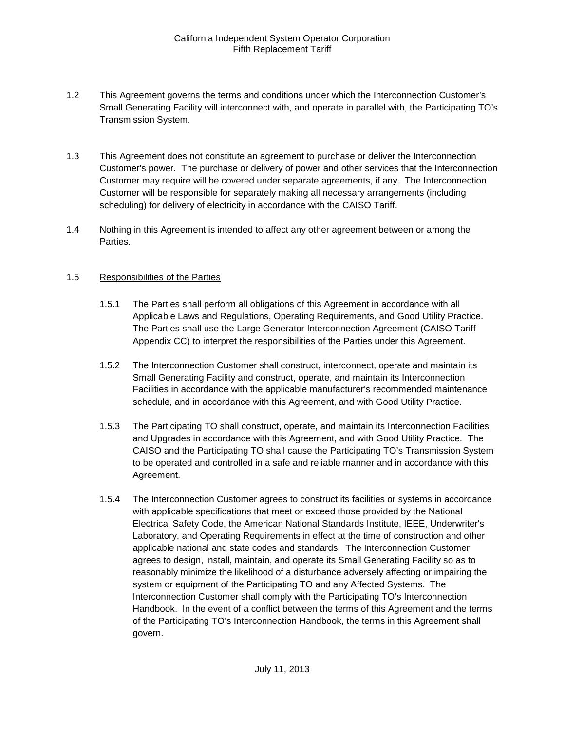1.2 This Agreement governs the terms and conditions under which the Interconnection Customer's Small Generating Facility will interconnect with, and operate in parallel with, the Participating TO's Transmission System.

1.3 This Agreement does not constitute an agreement to purchase or deliver the Interconnection Customer's power. The purchase or delivery of power and other services that the Interconnection Customer may require will be covered under separate agreements, if any. The Interconnection Customer will be responsible for separately making all necessary arrangements (including scheduling) for delivery of electricity in accordance with the CAISO Tariff.

1.4 Nothing in this Agreement is intended to affect any other agreement between or among the Parties.

1.5 <u>Responsibilities of the Parties</u>

1.5.1 The Parties shall perform all obligations of this Agreement in accordance with all Applicable Laws and Regulations, Operating Requirements, and Good Utility Practice. The Parties shall use the Large Generator Interconnection Agreement (CAISO Tariff Appendix CC) to interpret the responsibilities of the Parties under this Agreement.

1.5.2 The Interconnection Customer shall construct, interconnect, operate and maintain its Small Generating Facility and construct, operate, and maintain its Interconnection Facilities in accordance with the applicable manufacturer's recommended maintenance schedule, and in accordance with this Agreement, and with Good Utility Practice.

1.5.3 The Participating TO shall construct, operate, and maintain its Interconnection Facilities and Upgrades in accordance with this Agreement, and with Good Utility Practice. The CAISO and the Participating TO shall cause the Participating TO's Transmission System to be operated and controlled in a safe and reliable manner and in accordance with this Agreement.

1.5.4 The Interconnection Customer agrees to construct its facilities or systems in accordance with applicable specifications that meet or exceed those provided by the National Electrical Safety Code, the American National Standards Institute, IEEE, Underwriter's Laboratory, and Operating Requirements in effect at the time of construction and other applicable national and state codes and standards. The Interconnection Customer agrees to design, install, maintain, and operate its Small Generating Facility so as to reasonably minimize the likelihood of a disturbance adversely affecting or impairing the system or equipment of the Participating TO and any Affected Systems. The Interconnection Customer shall comply with the Participating TO's Interconnection Handbook. In the event of a conflict between the terms of this Agreement and the terms of the Participating TO's Interconnection Handbook, the terms in this Agreement shall govern.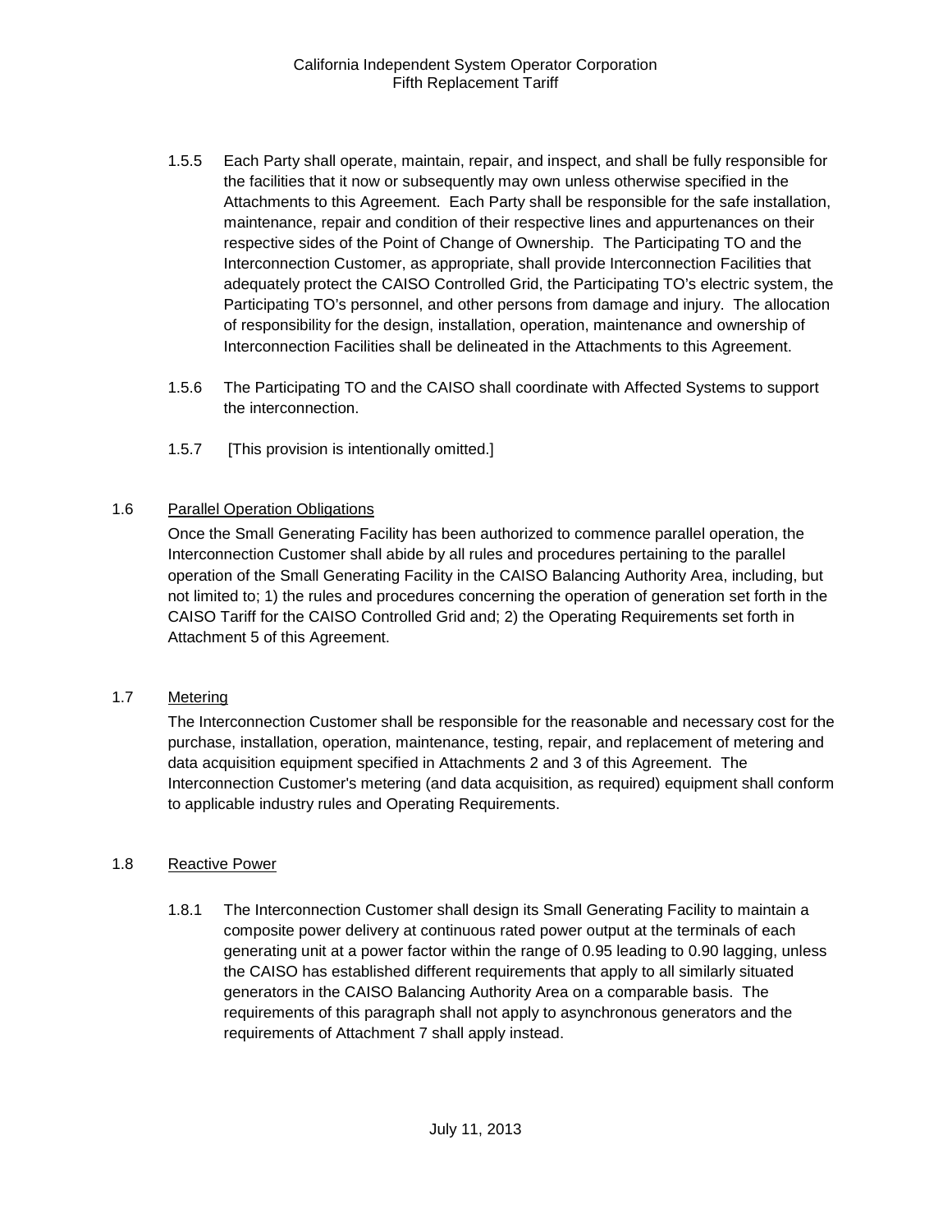1.5.5 Each Party shall operate, maintain, repair, and inspect, and shall be fully responsible for the facilities that it now or subsequently may own unless otherwise specified in the Attachments to this Agreement. Each Party shall be responsible for the safe installation, maintenance, repair and condition of their respective lines and appurtenances on their respective sides of the Point of Change of Ownership. The Participating TO and the Interconnection Customer, as appropriate, shall provide Interconnection Facilities that adequately protect the CAISO Controlled Grid, the Participating TO's electric system, the Participating TO's personnel, and other persons from damage and injury. The allocation of responsibility for the design, installation, operation, maintenance and ownership of Interconnection Facilities shall be delineated in the Attachments to this Agreement.

1.5.6 The Participating TO and the CAISO shall coordinate with Affected Systems to support the interconnection.

1.5.7 [This provision is intentionally omitted.]

1.6 Parallel Operation Obligations

Once the Small Generating Facility has been authorized to commence parallel operation, the Interconnection Customer shall abide by all rules and procedures pertaining to the parallel operation of the Small Generating Facility in the CAISO Balancing Authority Area, including, but not limited to; 1) the rules and procedures concerning the operation of generation set forth in the CAISO Tariff for the CAISO Controlled Grid and; 2) the Operating Requirements set forth in Attachment 5 of this Agreement.

1.7 Metering

The Interconnection Customer shall be responsible for the reasonable and necessary cost for the purchase, installation, operation, maintenance, testing, repair, and replacement of metering and data acquisition equipment specified in Attachments 2 and 3 of this Agreement. The Interconnection Customer's metering (and data acquisition, as required) equipment shall conform to applicable industry rules and Operating Requirements.

1.8 Reactive Power

1.8.1 The Interconnection Customer shall design its Small Generating Facility to maintain a composite power delivery at continuous rated power output at the terminals of each generating unit at a power factor within the range of 0.95 leading to 0.90 lagging, unless the CAISO has established different requirements that apply to all similarly situated generators in the CAISO Balancing Authority Area on a comparable basis. The requirements of this paragraph shall not apply to asynchronous generators and the requirements of Attachment 7 shall apply instead.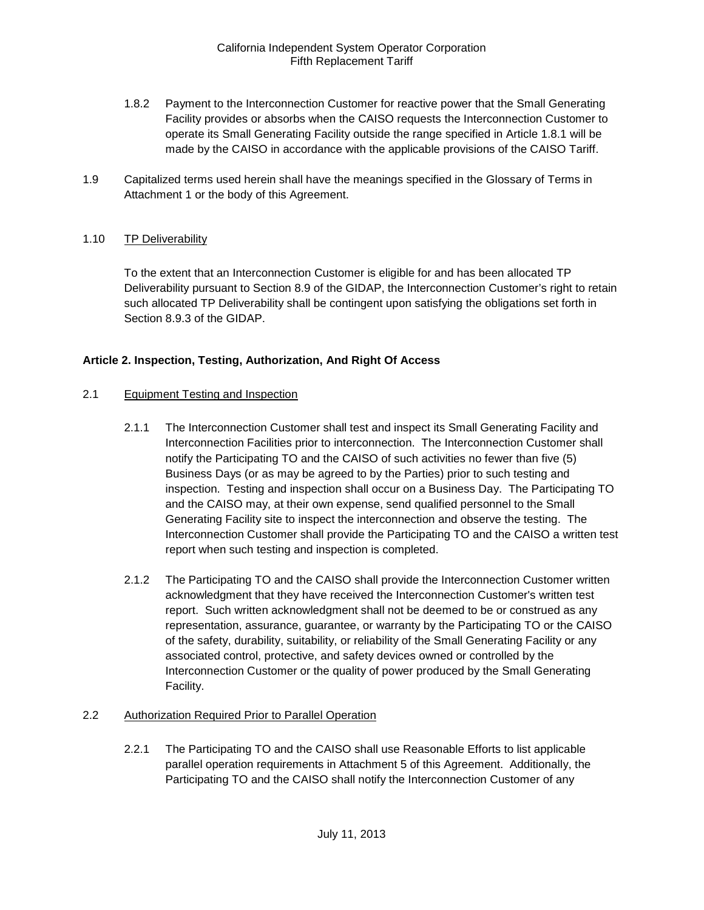1.8.2 Payment to the Interconnection Customer for reactive power that the Small Generating Facility provides or absorbs when the CAISO requests the Interconnection Customer to operate its Small Generating Facility outside the range specified in Article 1.8.1 will be made by the CAISO in accordance with the applicable provisions of the CAISO Tariff.

1.9 Capitalized terms used herein shall have the meanings specified in the Glossary of Terms in Attachment 1 or the body of this Agreement.

1.10 TP Deliverability

To the extent that an Interconnection Customer is eligible for and has been allocated TP Deliverability pursuant to Section 8.9 of the GIDAP, the Interconnection Customer's right to retain such allocated TP Deliverability shall be contingent upon satisfying the obligations set forth in Section 8.9.3 of the GIDAP.

**Article 2. Inspection, Testing, Authorization, And Right Of Access**

2.1 Equipment Testing and Inspection

2.1.1 The Interconnection Customer shall test and inspect its Small Generating Facility and Interconnection Facilities prior to interconnection. The Interconnection Customer shall notify the Participating TO and the CAISO of such activities no fewer than five (5) Business Days (or as may be agreed to by the Parties) prior to such testing and inspection. Testing and inspection shall occur on a Business Day. The Participating TO and the CAISO may, at their own expense, send qualified personnel to the Small Generating Facility site to inspect the interconnection and observe the testing. The Interconnection Customer shall provide the Participating TO and the CAISO a written test report when such testing and inspection is completed.

2.1.2 The Participating TO and the CAISO shall provide the Interconnection Customer written acknowledgment that they have received the Interconnection Customer's written test report. Such written acknowledgment shall not be deemed to be or construed as any representation, assurance, guarantee, or warranty by the Participating TO or the CAISO of the safety, durability, suitability, or reliability of the Small Generating Facility or any associated control, protective, and safety devices owned or controlled by the Interconnection Customer or the quality of power produced by the Small Generating Facility.

2.2 Authorization Required Prior to Parallel Operation

2.2.1 The Participating TO and the CAISO shall use Reasonable Efforts to list applicable parallel operation requirements in Attachment 5 of this Agreement. Additionally, the Participating TO and the CAISO shall notify the Interconnection Customer of any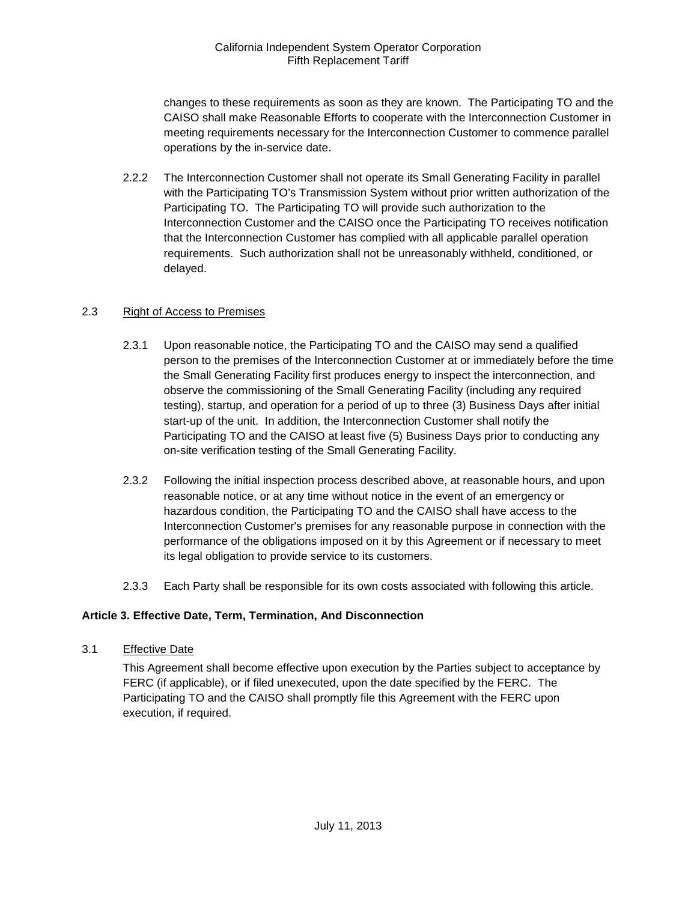changes to these requirements as soon as they are known. The Participating TO and the CAISO shall make Reasonable Efforts to cooperate with the Interconnection Customer in meeting requirements necessary for the Interconnection Customer to commence parallel operations by the in-service date.

2.2.2 The Interconnection Customer shall not operate its Small Generating Facility in parallel with the Participating TO's Transmission System without prior written authorization of the Participating TO. The Participating TO will provide such authorization to the Interconnection Customer and the CAISO once the Participating TO receives notification that the Interconnection Customer has complied with all applicable parallel operation requirements. Such authorization shall not be unreasonably withheld, conditioned, or delayed.

2.3 Right of Access to Premises

2.3.1 Upon reasonable notice, the Participating TO and the CAISO may send a qualified person to the premises of the Interconnection Customer at or immediately before the time the Small Generating Facility first produces energy to inspect the interconnection, and observe the commissioning of the Small Generating Facility (including any required testing), startup, and operation for a period of up to three (3) Business Days after initial start-up of the unit. In addition, the Interconnection Customer shall notify the Participating TO and the CAISO at least five (5) Business Days prior to conducting any on-site verification testing of the Small Generating Facility.

2.3.2 Following the initial inspection process described above, at reasonable hours, and upon reasonable notice, or at any time without notice in the event of an emergency or hazardous condition, the Participating TO and the CAISO shall have access to the Interconnection Customer's premises for any reasonable purpose in connection with the performance of the obligations imposed on it by this Agreement or if necessary to meet its legal obligation to provide service to its customers.

2.3.3 Each Party shall be responsible for its own costs associated with following this article.

**Article 3. Effective Date, Term, Termination, And Disconnection**

3.1 Effective Date

This Agreement shall become effective upon execution by the Parties subject to acceptance by FERC (if applicable), or if filed unexecuted, upon the date specified by the FERC. The Participating TO and the CAISO shall promptly file this Agreement with the FERC upon execution, if required.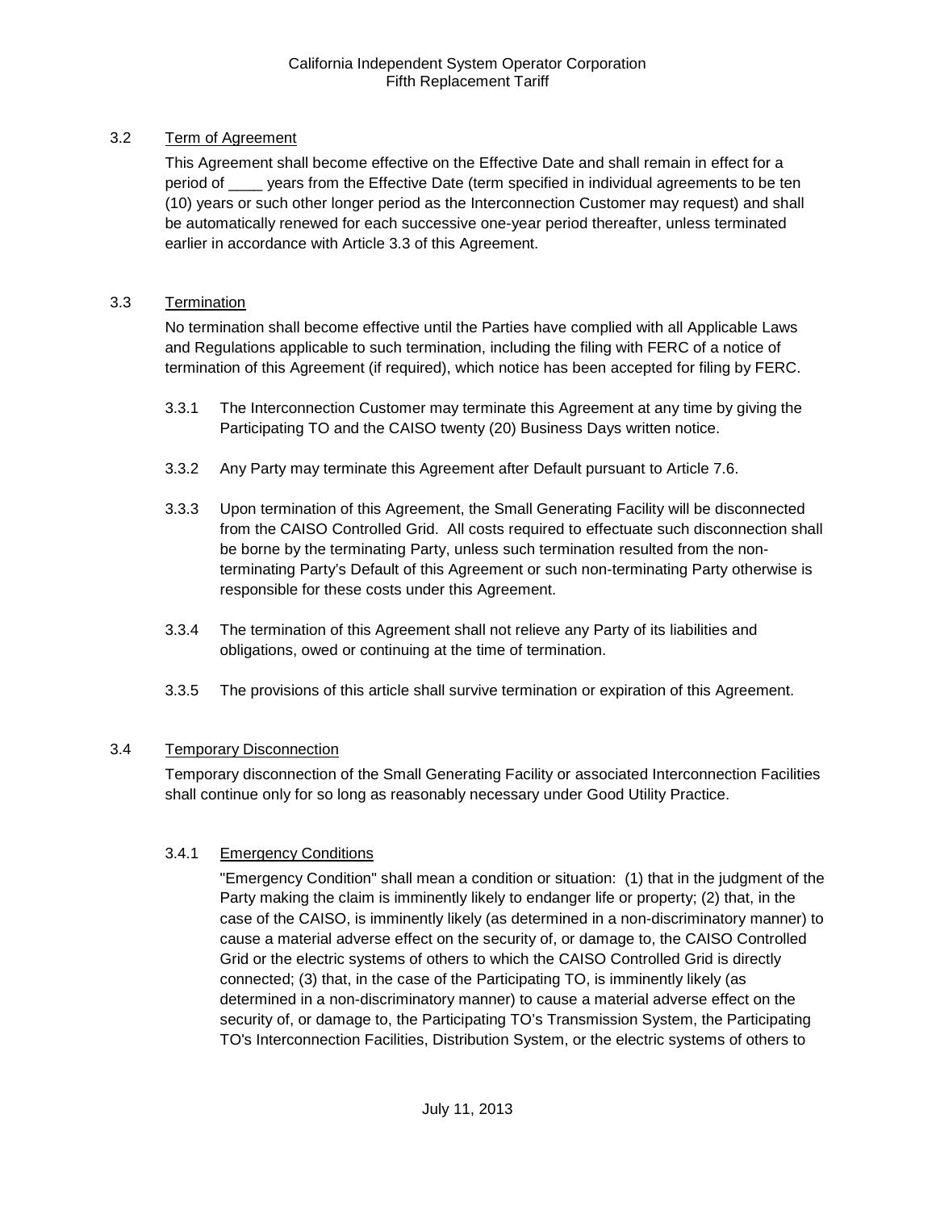### 3.2 Term of Agreement

This Agreement shall become effective on the Effective Date and shall remain in effect for a period of ____ years from the Effective Date (term specified in individual agreements to be ten (10) years or such other longer period as the Interconnection Customer may request) and shall be automatically renewed for each successive one-year period thereafter, unless terminated earlier in accordance with Article 3.3 of this Agreement.

### 3.3 Termination

No termination shall become effective until the Parties have complied with all Applicable Laws and Regulations applicable to such termination, including the filing with FERC of a notice of termination of this Agreement (if required), which notice has been accepted for filing by FERC.

3.3.1 The Interconnection Customer may terminate this Agreement at any time by giving the Participating TO and the CAISO twenty (20) Business Days written notice.

3.3.2 Any Party may terminate this Agreement after Default pursuant to Article 7.6.

3.3.3 Upon termination of this Agreement, the Small Generating Facility will be disconnected from the CAISO Controlled Grid. All costs required to effectuate such disconnection shall be borne by the terminating Party, unless such termination resulted from the non-terminating Party's Default of this Agreement or such non-terminating Party otherwise is responsible for these costs under this Agreement.

3.3.4 The termination of this Agreement shall not relieve any Party of its liabilities and obligations, owed or continuing at the time of termination.

3.3.5 The provisions of this article shall survive termination or expiration of this Agreement.

### 3.4 Temporary Disconnection

Temporary disconnection of the Small Generating Facility or associated Interconnection Facilities shall continue only for so long as reasonably necessary under Good Utility Practice.

#### 3.4.1 Emergency Conditions

"Emergency Condition" shall mean a condition or situation: (1) that in the judgment of the Party making the claim is imminently likely to endanger life or property; (2) that, in the case of the CAISO, is imminently likely (as determined in a non-discriminatory manner) to cause a material adverse effect on the security of, or damage to, the CAISO Controlled Grid or the electric systems of others to which the CAISO Controlled Grid is directly connected; (3) that, in the case of the Participating TO, is imminently likely (as determined in a non-discriminatory manner) to cause a material adverse effect on the security of, or damage to, the Participating TO's Transmission System, the Participating TO's Interconnection Facilities, Distribution System, or the electric systems of others to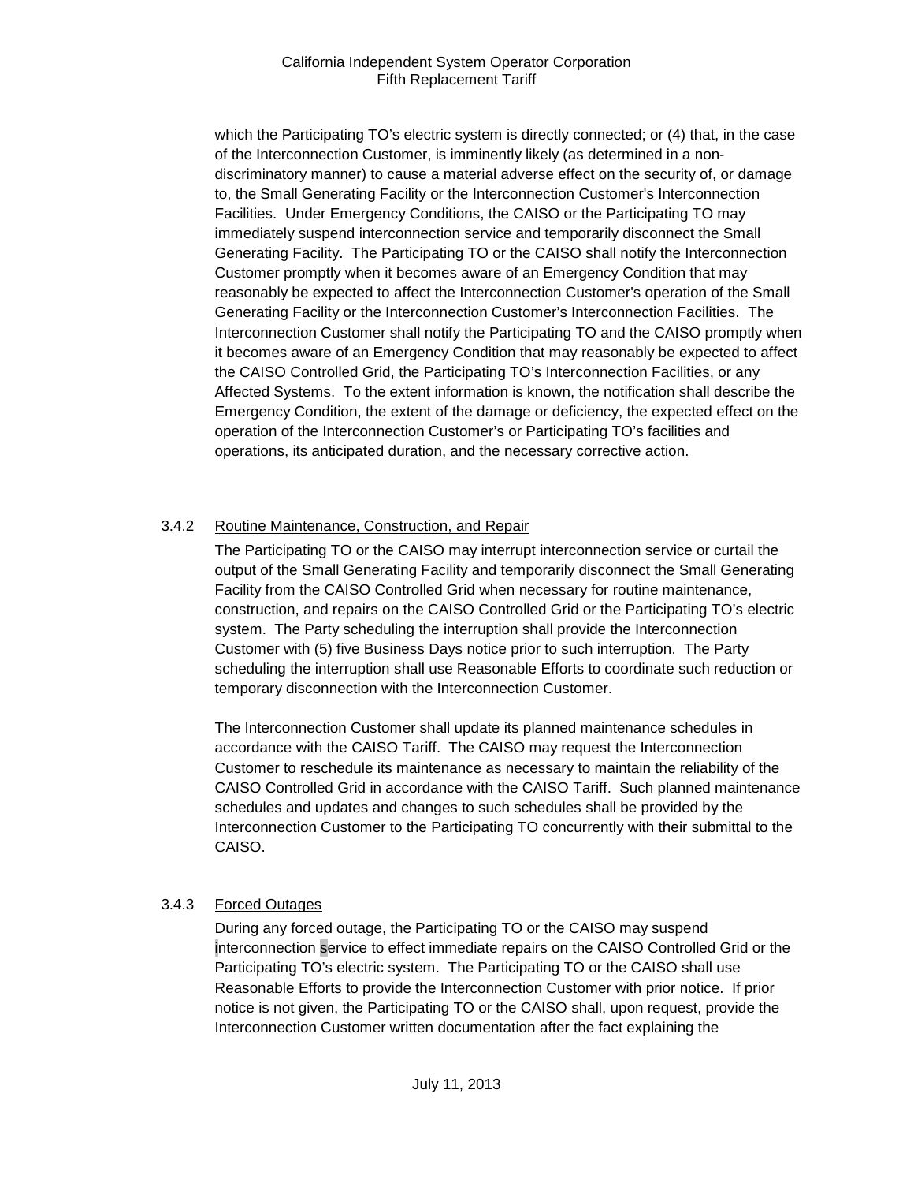which the Participating TO's electric system is directly connected; or (4) that, in the case of the Interconnection Customer, is imminently likely (as determined in a non-discriminatory manner) to cause a material adverse effect on the security of, or damage to, the Small Generating Facility or the Interconnection Customer's Interconnection Facilities. Under Emergency Conditions, the CAISO or the Participating TO may immediately suspend interconnection service and temporarily disconnect the Small Generating Facility. The Participating TO or the CAISO shall notify the Interconnection Customer promptly when it becomes aware of an Emergency Condition that may reasonably be expected to affect the Interconnection Customer's operation of the Small Generating Facility or the Interconnection Customer's Interconnection Facilities. The Interconnection Customer shall notify the Participating TO and the CAISO promptly when it becomes aware of an Emergency Condition that may reasonably be expected to affect the CAISO Controlled Grid, the Participating TO's Interconnection Facilities, or any Affected Systems. To the extent information is known, the notification shall describe the Emergency Condition, the extent of the damage or deficiency, the expected effect on the operation of the Interconnection Customer's or Participating TO's facilities and operations, its anticipated duration, and the necessary corrective action.

3.4.2 Routine Maintenance, Construction, and Repair

The Participating TO or the CAISO may interrupt interconnection service or curtail the output of the Small Generating Facility and temporarily disconnect the Small Generating Facility from the CAISO Controlled Grid when necessary for routine maintenance, construction, and repairs on the CAISO Controlled Grid or the Participating TO's electric system. The Party scheduling the interruption shall provide the Interconnection Customer with (5) five Business Days notice prior to such interruption. The Party scheduling the interruption shall use Reasonable Efforts to coordinate such reduction or temporary disconnection with the Interconnection Customer.

The Interconnection Customer shall update its planned maintenance schedules in accordance with the CAISO Tariff. The CAISO may request the Interconnection Customer to reschedule its maintenance as necessary to maintain the reliability of the CAISO Controlled Grid in accordance with the CAISO Tariff. Such planned maintenance schedules and updates and changes to such schedules shall be provided by the Interconnection Customer to the Participating TO concurrently with their submittal to the CAISO.

3.4.3 Forced Outages

During any forced outage, the Participating TO or the CAISO may suspend interconnection service to effect immediate repairs on the CAISO Controlled Grid or the Participating TO's electric system. The Participating TO or the CAISO shall use Reasonable Efforts to provide the Interconnection Customer with prior notice. If prior notice is not given, the Participating TO or the CAISO shall, upon request, provide the Interconnection Customer written documentation after the fact explaining the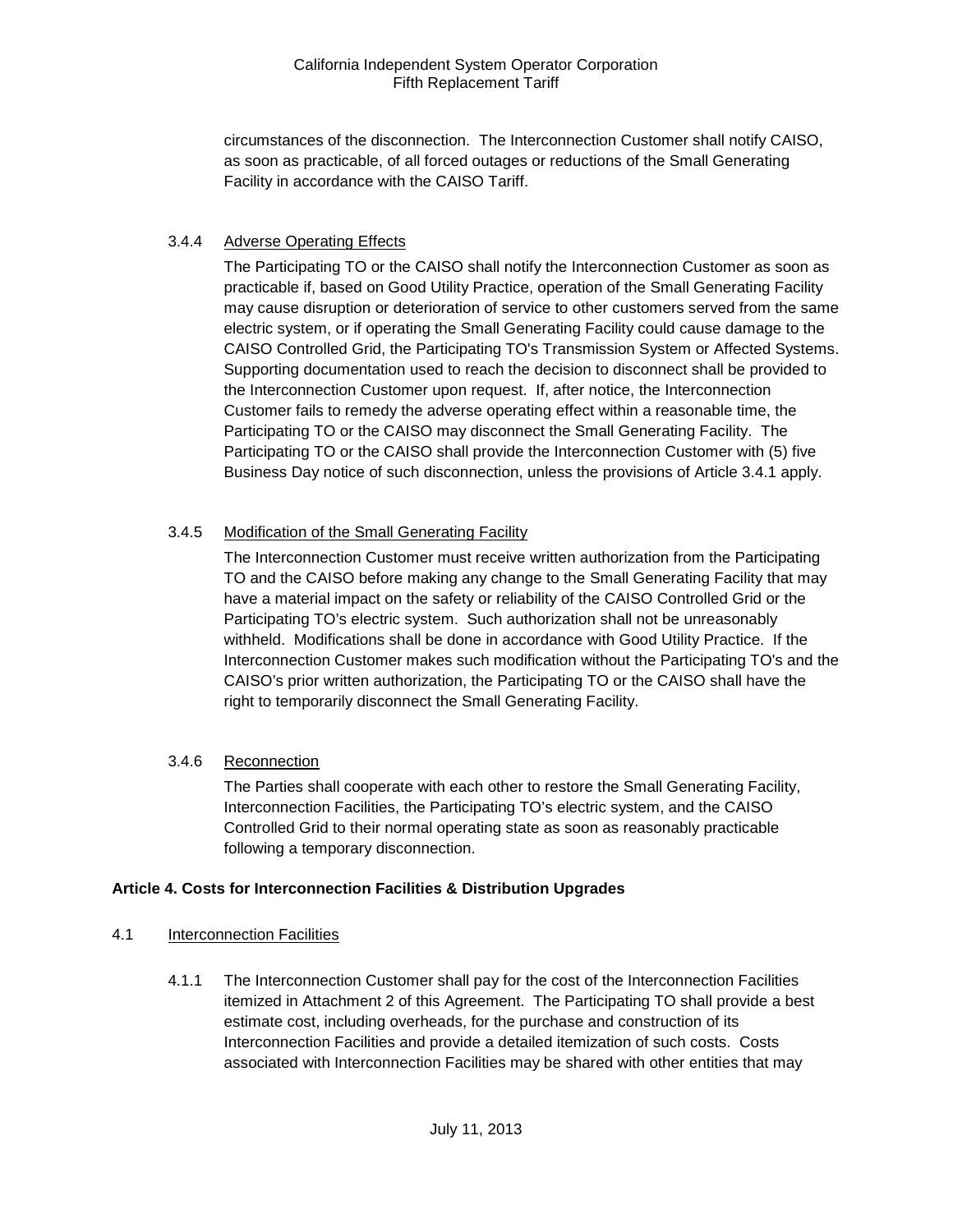circumstances of the disconnection. The Interconnection Customer shall notify CAISO, as soon as practicable, of all forced outages or reductions of the Small Generating Facility in accordance with the CAISO Tariff.

3.4.4 Adverse Operating Effects

The Participating TO or the CAISO shall notify the Interconnection Customer as soon as practicable if, based on Good Utility Practice, operation of the Small Generating Facility may cause disruption or deterioration of service to other customers served from the same electric system, or if operating the Small Generating Facility could cause damage to the CAISO Controlled Grid, the Participating TO's Transmission System or Affected Systems. Supporting documentation used to reach the decision to disconnect shall be provided to the Interconnection Customer upon request. If, after notice, the Interconnection Customer fails to remedy the adverse operating effect within a reasonable time, the Participating TO or the CAISO may disconnect the Small Generating Facility. The Participating TO or the CAISO shall provide the Interconnection Customer with (5) five Business Day notice of such disconnection, unless the provisions of Article 3.4.1 apply.

3.4.5 Modification of the Small Generating Facility

The Interconnection Customer must receive written authorization from the Participating TO and the CAISO before making any change to the Small Generating Facility that may have a material impact on the safety or reliability of the CAISO Controlled Grid or the Participating TO's electric system. Such authorization shall not be unreasonably withheld. Modifications shall be done in accordance with Good Utility Practice. If the Interconnection Customer makes such modification without the Participating TO's and the CAISO's prior written authorization, the Participating TO or the CAISO shall have the right to temporarily disconnect the Small Generating Facility.

3.4.6 Reconnection

The Parties shall cooperate with each other to restore the Small Generating Facility, Interconnection Facilities, the Participating TO's electric system, and the CAISO Controlled Grid to their normal operating state as soon as reasonably practicable following a temporary disconnection.

## Article 4. Costs for Interconnection Facilities & Distribution Upgrades

4.1 Interconnection Facilities

4.1.1 The Interconnection Customer shall pay for the cost of the Interconnection Facilities itemized in Attachment 2 of this Agreement. The Participating TO shall provide a best estimate cost, including overheads, for the purchase and construction of its Interconnection Facilities and provide a detailed itemization of such costs. Costs associated with Interconnection Facilities may be shared with other entities that may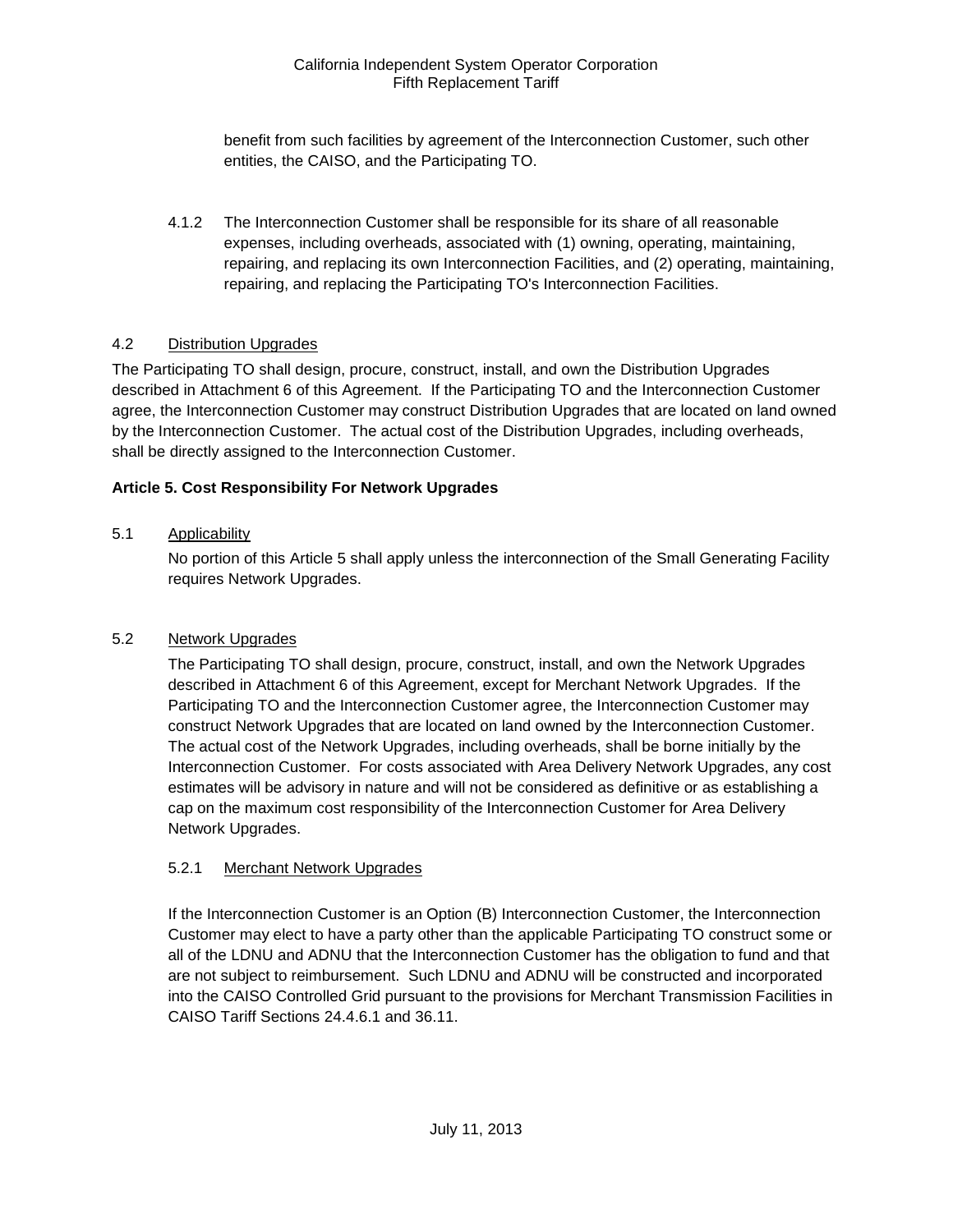benefit from such facilities by agreement of the Interconnection Customer, such other entities, the CAISO, and the Participating TO.

4.1.2 The Interconnection Customer shall be responsible for its share of all reasonable expenses, including overheads, associated with (1) owning, operating, maintaining, repairing, and replacing its own Interconnection Facilities, and (2) operating, maintaining, repairing, and replacing the Participating TO's Interconnection Facilities.

4.2 Distribution Upgrades

The Participating TO shall design, procure, construct, install, and own the Distribution Upgrades described in Attachment 6 of this Agreement. If the Participating TO and the Interconnection Customer agree, the Interconnection Customer may construct Distribution Upgrades that are located on land owned by the Interconnection Customer. The actual cost of the Distribution Upgrades, including overheads, shall be directly assigned to the Interconnection Customer.

**Article 5. Cost Responsibility For Network Upgrades**

5.1 Applicability

No portion of this Article 5 shall apply unless the interconnection of the Small Generating Facility requires Network Upgrades.

5.2 Network Upgrades

The Participating TO shall design, procure, construct, install, and own the Network Upgrades described in Attachment 6 of this Agreement, except for Merchant Network Upgrades. If the Participating TO and the Interconnection Customer agree, the Interconnection Customer may construct Network Upgrades that are located on land owned by the Interconnection Customer. The actual cost of the Network Upgrades, including overheads, shall be borne initially by the Interconnection Customer. For costs associated with Area Delivery Network Upgrades, any cost estimates will be advisory in nature and will not be considered as definitive or as establishing a cap on the maximum cost responsibility of the Interconnection Customer for Area Delivery Network Upgrades.

5.2.1 Merchant Network Upgrades

If the Interconnection Customer is an Option (B) Interconnection Customer, the Interconnection Customer may elect to have a party other than the applicable Participating TO construct some or all of the LDNU and ADNU that the Interconnection Customer has the obligation to fund and that are not subject to reimbursement. Such LDNU and ADNU will be constructed and incorporated into the CAISO Controlled Grid pursuant to the provisions for Merchant Transmission Facilities in CAISO Tariff Sections 24.4.6.1 and 36.11.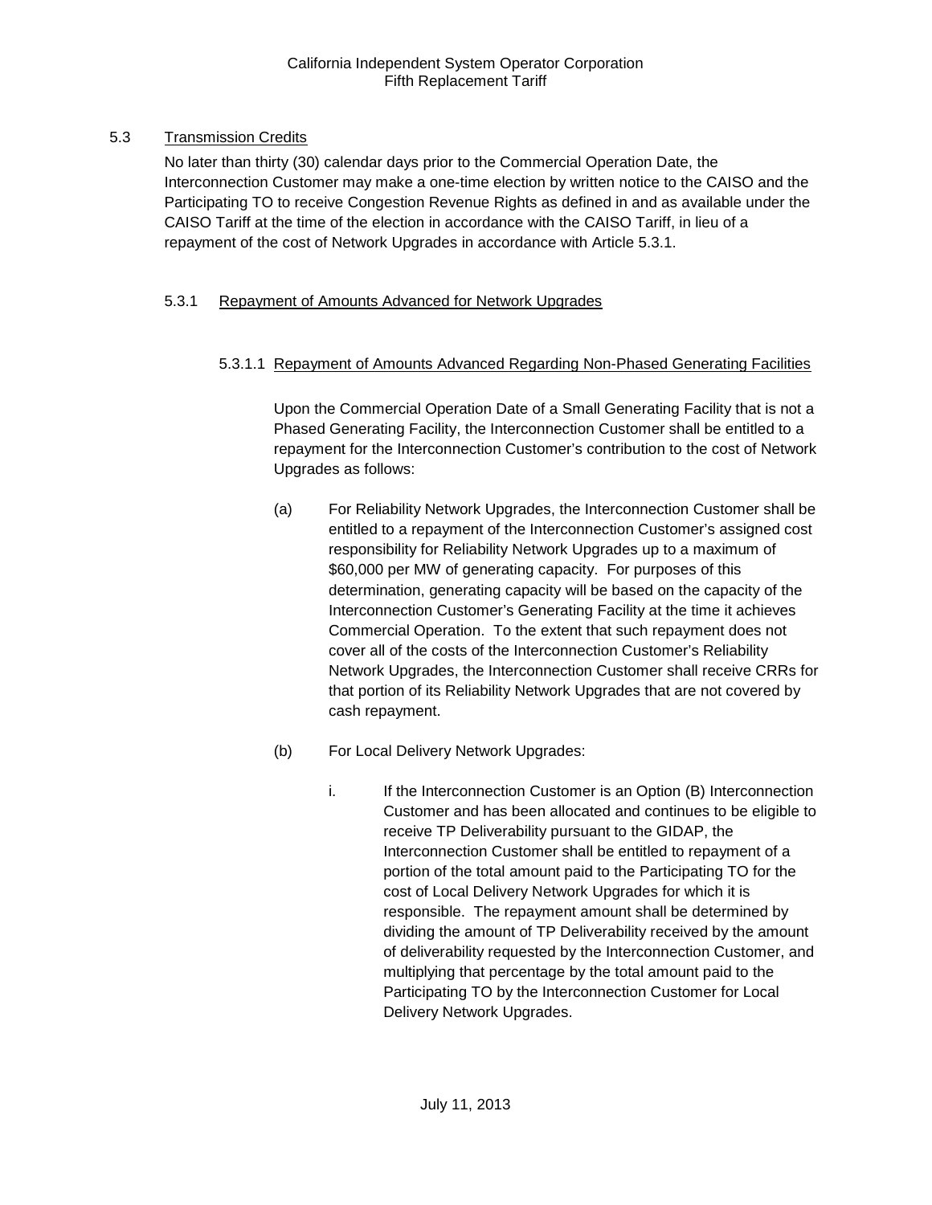## 5.3 Transmission Credits

No later than thirty (30) calendar days prior to the Commercial Operation Date, the Interconnection Customer may make a one-time election by written notice to the CAISO and the Participating TO to receive Congestion Revenue Rights as defined in and as available under the CAISO Tariff at the time of the election in accordance with the CAISO Tariff, in lieu of a repayment of the cost of Network Upgrades in accordance with Article 5.3.1.

### 5.3.1 Repayment of Amounts Advanced for Network Upgrades

#### 5.3.1.1 Repayment of Amounts Advanced Regarding Non-Phased Generating Facilities

Upon the Commercial Operation Date of a Small Generating Facility that is not a Phased Generating Facility, the Interconnection Customer shall be entitled to a repayment for the Interconnection Customer's contribution to the cost of Network Upgrades as follows:

(a) For Reliability Network Upgrades, the Interconnection Customer shall be entitled to a repayment of the Interconnection Customer's assigned cost responsibility for Reliability Network Upgrades up to a maximum of $60,000 per MW of generating capacity. For purposes of this determination, generating capacity will be based on the capacity of the Interconnection Customer's Generating Facility at the time it achieves Commercial Operation. To the extent that such repayment does not cover all of the costs of the Interconnection Customer's Reliability Network Upgrades, the Interconnection Customer shall receive CRRs for that portion of its Reliability Network Upgrades that are not covered by cash repayment.

(b) For Local Delivery Network Upgrades:

i. If the Interconnection Customer is an Option (B) Interconnection Customer and has been allocated and continues to be eligible to receive TP Deliverability pursuant to the GIDAP, the Interconnection Customer shall be entitled to repayment of a portion of the total amount paid to the Participating TO for the cost of Local Delivery Network Upgrades for which it is responsible. The repayment amount shall be determined by dividing the amount of TP Deliverability received by the amount of deliverability requested by the Interconnection Customer, and multiplying that percentage by the total amount paid to the Participating TO by the Interconnection Customer for Local Delivery Network Upgrades.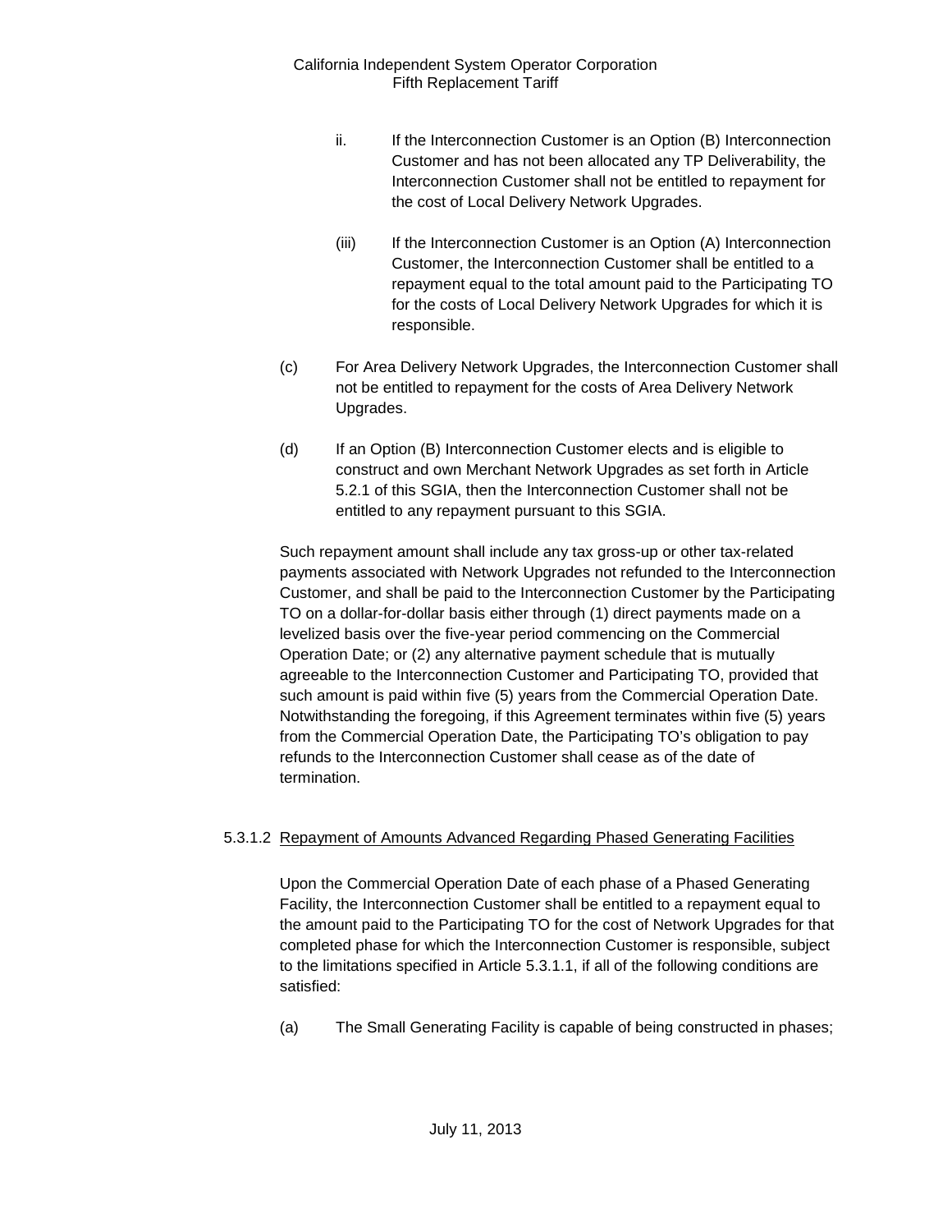ii. If the Interconnection Customer is an Option (B) Interconnection Customer and has not been allocated any TP Deliverability, the Interconnection Customer shall not be entitled to repayment for the cost of Local Delivery Network Upgrades.

(iii) If the Interconnection Customer is an Option (A) Interconnection Customer, the Interconnection Customer shall be entitled to a repayment equal to the total amount paid to the Participating TO for the costs of Local Delivery Network Upgrades for which it is responsible.

(c) For Area Delivery Network Upgrades, the Interconnection Customer shall not be entitled to repayment for the costs of Area Delivery Network Upgrades.

(d) If an Option (B) Interconnection Customer elects and is eligible to construct and own Merchant Network Upgrades as set forth in Article 5.2.1 of this SGIA, then the Interconnection Customer shall not be entitled to any repayment pursuant to this SGIA.

Such repayment amount shall include any tax gross-up or other tax-related payments associated with Network Upgrades not refunded to the Interconnection Customer, and shall be paid to the Interconnection Customer by the Participating TO on a dollar-for-dollar basis either through (1) direct payments made on a levelized basis over the five-year period commencing on the Commercial Operation Date; or (2) any alternative payment schedule that is mutually agreeable to the Interconnection Customer and Participating TO, provided that such amount is paid within five (5) years from the Commercial Operation Date. Notwithstanding the foregoing, if this Agreement terminates within five (5) years from the Commercial Operation Date, the Participating TO's obligation to pay refunds to the Interconnection Customer shall cease as of the date of termination.

5.3.1.2 Repayment of Amounts Advanced Regarding Phased Generating Facilities

Upon the Commercial Operation Date of each phase of a Phased Generating Facility, the Interconnection Customer shall be entitled to a repayment equal to the amount paid to the Participating TO for the cost of Network Upgrades for that completed phase for which the Interconnection Customer is responsible, subject to the limitations specified in Article 5.3.1.1, if all of the following conditions are satisfied:

(a) The Small Generating Facility is capable of being constructed in phases;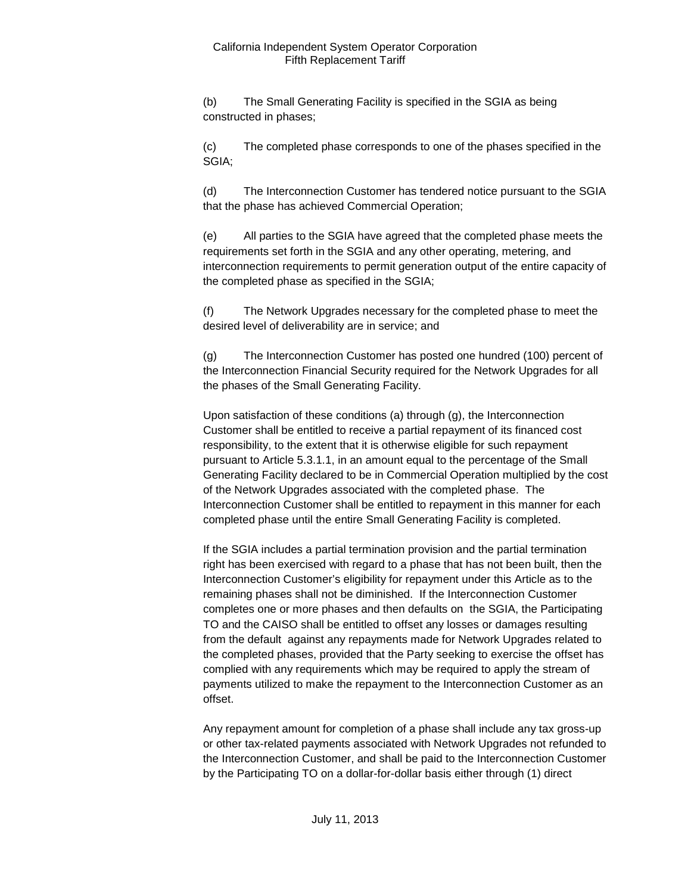(b) The Small Generating Facility is specified in the SGIA as being constructed in phases;

(c) The completed phase corresponds to one of the phases specified in the SGIA;

(d) The Interconnection Customer has tendered notice pursuant to the SGIA that the phase has achieved Commercial Operation;

(e) All parties to the SGIA have agreed that the completed phase meets the requirements set forth in the SGIA and any other operating, metering, and interconnection requirements to permit generation output of the entire capacity of the completed phase as specified in the SGIA;

(f) The Network Upgrades necessary for the completed phase to meet the desired level of deliverability are in service; and

(g) The Interconnection Customer has posted one hundred (100) percent of the Interconnection Financial Security required for the Network Upgrades for all the phases of the Small Generating Facility.

Upon satisfaction of these conditions (a) through (g), the Interconnection Customer shall be entitled to receive a partial repayment of its financed cost responsibility, to the extent that it is otherwise eligible for such repayment pursuant to Article 5.3.1.1, in an amount equal to the percentage of the Small Generating Facility declared to be in Commercial Operation multiplied by the cost of the Network Upgrades associated with the completed phase. The Interconnection Customer shall be entitled to repayment in this manner for each completed phase until the entire Small Generating Facility is completed.

If the SGIA includes a partial termination provision and the partial termination right has been exercised with regard to a phase that has not been built, then the Interconnection Customer's eligibility for repayment under this Article as to the remaining phases shall not be diminished. If the Interconnection Customer completes one or more phases and then defaults on the SGIA, the Participating TO and the CAISO shall be entitled to offset any losses or damages resulting from the default against any repayments made for Network Upgrades related to the completed phases, provided that the Party seeking to exercise the offset has complied with any requirements which may be required to apply the stream of payments utilized to make the repayment to the Interconnection Customer as an offset.

Any repayment amount for completion of a phase shall include any tax gross-up or other tax-related payments associated with Network Upgrades not refunded to the Interconnection Customer, and shall be paid to the Interconnection Customer by the Participating TO on a dollar-for-dollar basis either through (1) direct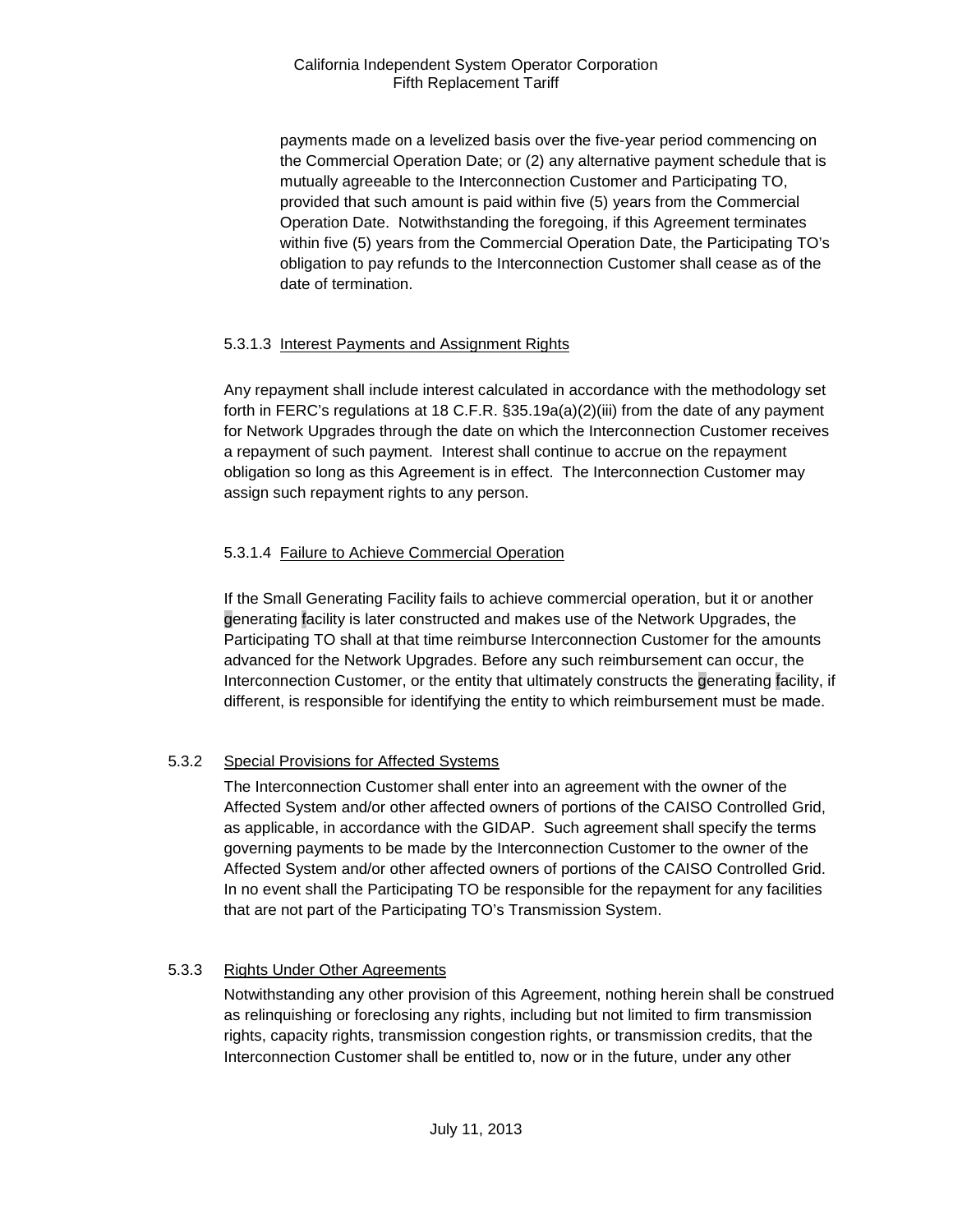payments made on a levelized basis over the five-year period commencing on the Commercial Operation Date; or (2) any alternative payment schedule that is mutually agreeable to the Interconnection Customer and Participating TO, provided that such amount is paid within five (5) years from the Commercial Operation Date. Notwithstanding the foregoing, if this Agreement terminates within five (5) years from the Commercial Operation Date, the Participating TO's obligation to pay refunds to the Interconnection Customer shall cease as of the date of termination.

5.3.1.3 Interest Payments and Assignment Rights

Any repayment shall include interest calculated in accordance with the methodology set forth in FERC's regulations at 18 C.F.R. §35.19a(a)(2)(iii) from the date of any payment for Network Upgrades through the date on which the Interconnection Customer receives a repayment of such payment. Interest shall continue to accrue on the repayment obligation so long as this Agreement is in effect. The Interconnection Customer may assign such repayment rights to any person.

5.3.1.4 Failure to Achieve Commercial Operation

If the Small Generating Facility fails to achieve commercial operation, but it or another generating facility is later constructed and makes use of the Network Upgrades, the Participating TO shall at that time reimburse Interconnection Customer for the amounts advanced for the Network Upgrades. Before any such reimbursement can occur, the Interconnection Customer, or the entity that ultimately constructs the generating facility, if different, is responsible for identifying the entity to which reimbursement must be made.

5.3.2 Special Provisions for Affected Systems

The Interconnection Customer shall enter into an agreement with the owner of the Affected System and/or other affected owners of portions of the CAISO Controlled Grid, as applicable, in accordance with the GIDAP. Such agreement shall specify the terms governing payments to be made by the Interconnection Customer to the owner of the Affected System and/or other affected owners of portions of the CAISO Controlled Grid. In no event shall the Participating TO be responsible for the repayment for any facilities that are not part of the Participating TO's Transmission System.

5.3.3 Rights Under Other Agreements

Notwithstanding any other provision of this Agreement, nothing herein shall be construed as relinquishing or foreclosing any rights, including but not limited to firm transmission rights, capacity rights, transmission congestion rights, or transmission credits, that the Interconnection Customer shall be entitled to, now or in the future, under any other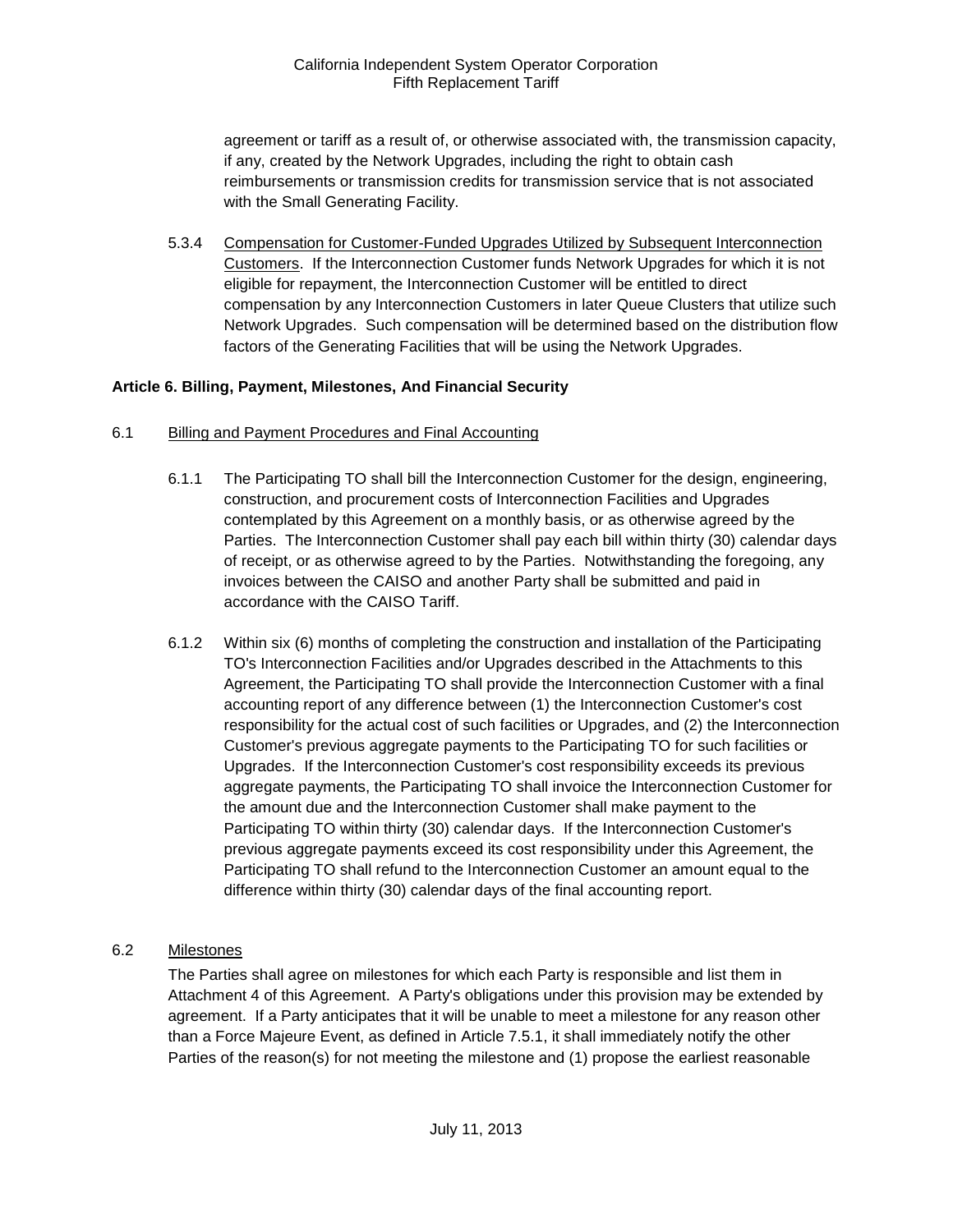agreement or tariff as a result of, or otherwise associated with, the transmission capacity, if any, created by the Network Upgrades, including the right to obtain cash reimbursements or transmission credits for transmission service that is not associated with the Small Generating Facility.

5.3.4 Compensation for Customer-Funded Upgrades Utilized by Subsequent Interconnection Customers. If the Interconnection Customer funds Network Upgrades for which it is not eligible for repayment, the Interconnection Customer will be entitled to direct compensation by any Interconnection Customers in later Queue Clusters that utilize such Network Upgrades. Such compensation will be determined based on the distribution flow factors of the Generating Facilities that will be using the Network Upgrades.

**Article 6. Billing, Payment, Milestones, And Financial Security**

6.1 Billing and Payment Procedures and Final Accounting

6.1.1 The Participating TO shall bill the Interconnection Customer for the design, engineering, construction, and procurement costs of Interconnection Facilities and Upgrades contemplated by this Agreement on a monthly basis, or as otherwise agreed by the Parties. The Interconnection Customer shall pay each bill within thirty (30) calendar days of receipt, or as otherwise agreed to by the Parties. Notwithstanding the foregoing, any invoices between the CAISO and another Party shall be submitted and paid in accordance with the CAISO Tariff.

6.1.2 Within six (6) months of completing the construction and installation of the Participating TO's Interconnection Facilities and/or Upgrades described in the Attachments to this Agreement, the Participating TO shall provide the Interconnection Customer with a final accounting report of any difference between (1) the Interconnection Customer's cost responsibility for the actual cost of such facilities or Upgrades, and (2) the Interconnection Customer's previous aggregate payments to the Participating TO for such facilities or Upgrades. If the Interconnection Customer's cost responsibility exceeds its previous aggregate payments, the Participating TO shall invoice the Interconnection Customer for the amount due and the Interconnection Customer shall make payment to the Participating TO within thirty (30) calendar days. If the Interconnection Customer's previous aggregate payments exceed its cost responsibility under this Agreement, the Participating TO shall refund to the Interconnection Customer an amount equal to the difference within thirty (30) calendar days of the final accounting report.

6.2 Milestones

The Parties shall agree on milestones for which each Party is responsible and list them in Attachment 4 of this Agreement. A Party's obligations under this provision may be extended by agreement. If a Party anticipates that it will be unable to meet a milestone for any reason other than a Force Majeure Event, as defined in Article 7.5.1, it shall immediately notify the other Parties of the reason(s) for not meeting the milestone and (1) propose the earliest reasonable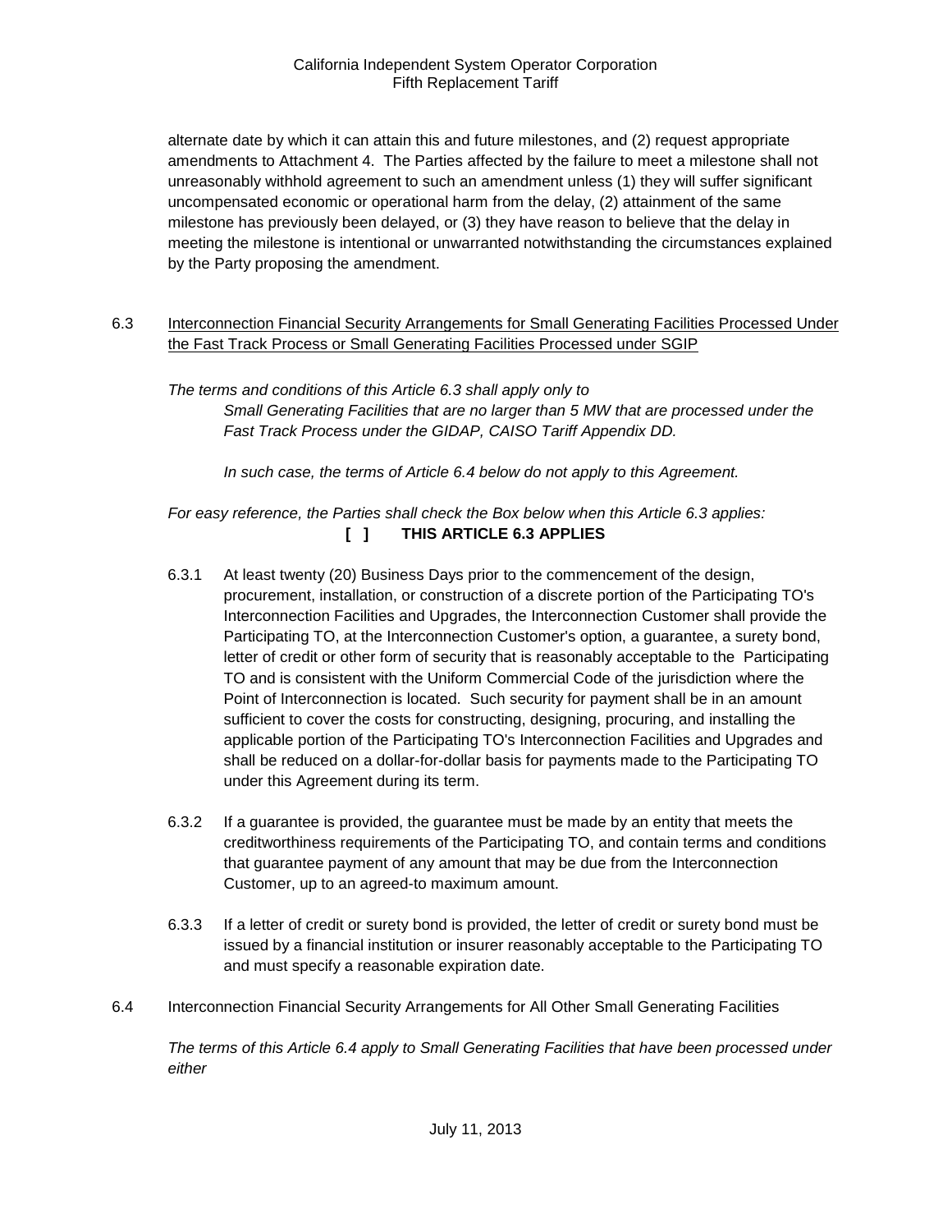alternate date by which it can attain this and future milestones, and (2) request appropriate amendments to Attachment 4. The Parties affected by the failure to meet a milestone shall not unreasonably withhold agreement to such an amendment unless (1) they will suffer significant uncompensated economic or operational harm from the delay, (2) attainment of the same milestone has previously been delayed, or (3) they have reason to believe that the delay in meeting the milestone is intentional or unwarranted notwithstanding the circumstances explained by the Party proposing the amendment.

6.3 Interconnection Financial Security Arrangements for Small Generating Facilities Processed Under the Fast Track Process or Small Generating Facilities Processed under SGIP

*The terms and conditions of this Article 6.3 shall apply only to*

*Small Generating Facilities that are no larger than 5 MW that are processed under the Fast Track Process under the GIDAP, CAISO Tariff Appendix DD.*

*In such case, the terms of Article 6.4 below do not apply to this Agreement.*

*For easy reference, the Parties shall check the Box below when this Article 6.3 applies:*

**[ ] THIS ARTICLE 6.3 APPLIES**

6.3.1 At least twenty (20) Business Days prior to the commencement of the design, procurement, installation, or construction of a discrete portion of the Participating TO's Interconnection Facilities and Upgrades, the Interconnection Customer shall provide the Participating TO, at the Interconnection Customer's option, a guarantee, a surety bond, letter of credit or other form of security that is reasonably acceptable to the Participating TO and is consistent with the Uniform Commercial Code of the jurisdiction where the Point of Interconnection is located. Such security for payment shall be in an amount sufficient to cover the costs for constructing, designing, procuring, and installing the applicable portion of the Participating TO's Interconnection Facilities and Upgrades and shall be reduced on a dollar-for-dollar basis for payments made to the Participating TO under this Agreement during its term.

6.3.2 If a guarantee is provided, the guarantee must be made by an entity that meets the creditworthiness requirements of the Participating TO, and contain terms and conditions that guarantee payment of any amount that may be due from the Interconnection Customer, up to an agreed-to maximum amount.

6.3.3 If a letter of credit or surety bond is provided, the letter of credit or surety bond must be issued by a financial institution or insurer reasonably acceptable to the Participating TO and must specify a reasonable expiration date.

6.4 Interconnection Financial Security Arrangements for All Other Small Generating Facilities

*The terms of this Article 6.4 apply to Small Generating Facilities that have been processed under either*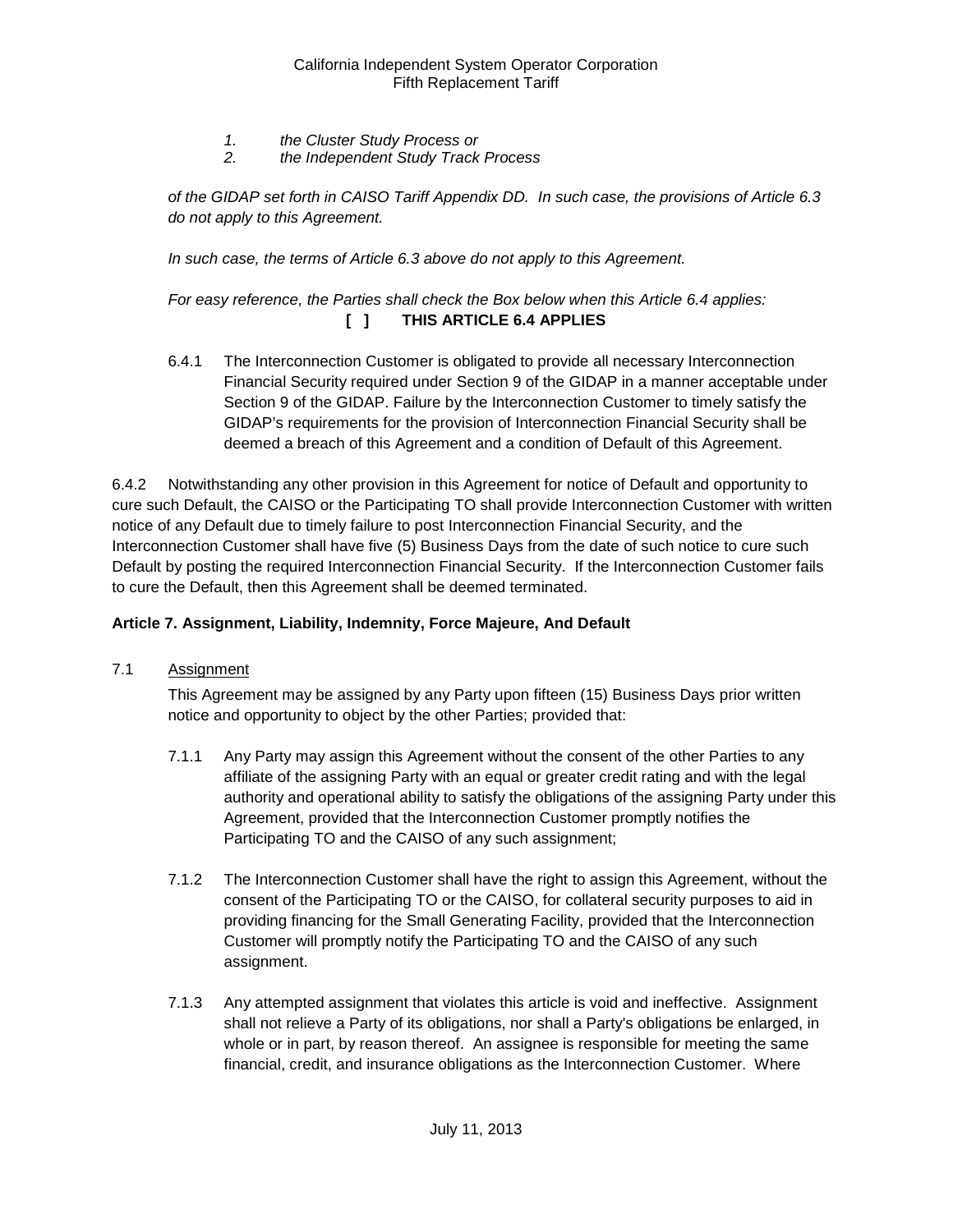*1. the Cluster Study Process or*
*2. the Independent Study Track Process*

*of the GIDAP set forth in CAISO Tariff Appendix DD. In such case, the provisions of Article 6.3 do not apply to this Agreement.*

*In such case, the terms of Article 6.3 above do not apply to this Agreement.*

*For easy reference, the Parties shall check the Box below when this Article 6.4 applies:*

**[ ] THIS ARTICLE 6.4 APPLIES**

6.4.1 The Interconnection Customer is obligated to provide all necessary Interconnection Financial Security required under Section 9 of the GIDAP in a manner acceptable under Section 9 of the GIDAP. Failure by the Interconnection Customer to timely satisfy the GIDAP's requirements for the provision of Interconnection Financial Security shall be deemed a breach of this Agreement and a condition of Default of this Agreement.

6.4.2 Notwithstanding any other provision in this Agreement for notice of Default and opportunity to cure such Default, the CAISO or the Participating TO shall provide Interconnection Customer with written notice of any Default due to timely failure to post Interconnection Financial Security, and the Interconnection Customer shall have five (5) Business Days from the date of such notice to cure such Default by posting the required Interconnection Financial Security. If the Interconnection Customer fails to cure the Default, then this Agreement shall be deemed terminated.

## Article 7. Assignment, Liability, Indemnity, Force Majeure, And Default

7.1 Assignment

This Agreement may be assigned by any Party upon fifteen (15) Business Days prior written notice and opportunity to object by the other Parties; provided that:

7.1.1 Any Party may assign this Agreement without the consent of the other Parties to any affiliate of the assigning Party with an equal or greater credit rating and with the legal authority and operational ability to satisfy the obligations of the assigning Party under this Agreement, provided that the Interconnection Customer promptly notifies the Participating TO and the CAISO of any such assignment;

7.1.2 The Interconnection Customer shall have the right to assign this Agreement, without the consent of the Participating TO or the CAISO, for collateral security purposes to aid in providing financing for the Small Generating Facility, provided that the Interconnection Customer will promptly notify the Participating TO and the CAISO of any such assignment.

7.1.3 Any attempted assignment that violates this article is void and ineffective. Assignment shall not relieve a Party of its obligations, nor shall a Party's obligations be enlarged, in whole or in part, by reason thereof. An assignee is responsible for meeting the same financial, credit, and insurance obligations as the Interconnection Customer. Where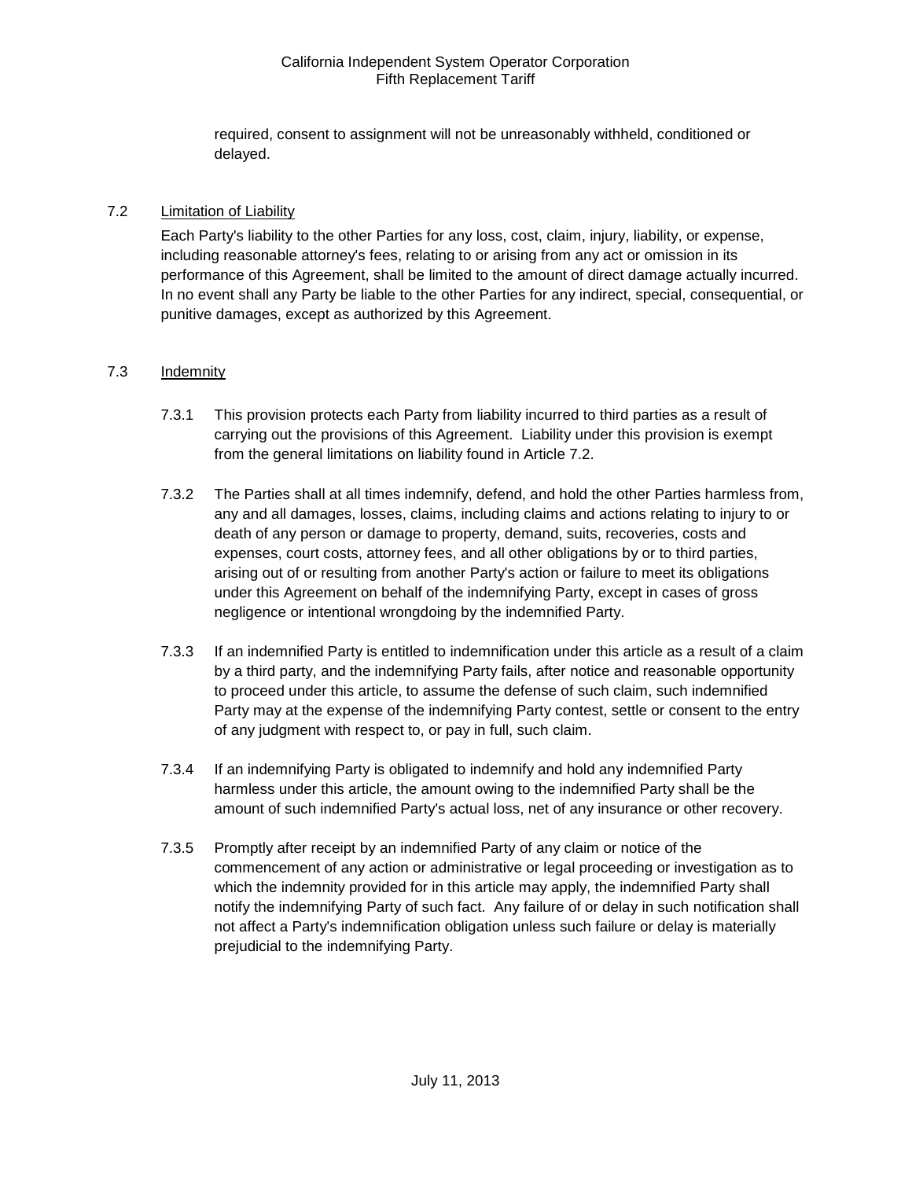required, consent to assignment will not be unreasonably withheld, conditioned or delayed.

### 7.2 Limitation of Liability

Each Party's liability to the other Parties for any loss, cost, claim, injury, liability, or expense, including reasonable attorney's fees, relating to or arising from any act or omission in its performance of this Agreement, shall be limited to the amount of direct damage actually incurred. In no event shall any Party be liable to the other Parties for any indirect, special, consequential, or punitive damages, except as authorized by this Agreement.

### 7.3 Indemnity

7.3.1 This provision protects each Party from liability incurred to third parties as a result of carrying out the provisions of this Agreement. Liability under this provision is exempt from the general limitations on liability found in Article 7.2.

7.3.2 The Parties shall at all times indemnify, defend, and hold the other Parties harmless from, any and all damages, losses, claims, including claims and actions relating to injury to or death of any person or damage to property, demand, suits, recoveries, costs and expenses, court costs, attorney fees, and all other obligations by or to third parties, arising out of or resulting from another Party's action or failure to meet its obligations under this Agreement on behalf of the indemnifying Party, except in cases of gross negligence or intentional wrongdoing by the indemnified Party.

7.3.3 If an indemnified Party is entitled to indemnification under this article as a result of a claim by a third party, and the indemnifying Party fails, after notice and reasonable opportunity to proceed under this article, to assume the defense of such claim, such indemnified Party may at the expense of the indemnifying Party contest, settle or consent to the entry of any judgment with respect to, or pay in full, such claim.

7.3.4 If an indemnifying Party is obligated to indemnify and hold any indemnified Party harmless under this article, the amount owing to the indemnified Party shall be the amount of such indemnified Party's actual loss, net of any insurance or other recovery.

7.3.5 Promptly after receipt by an indemnified Party of any claim or notice of the commencement of any action or administrative or legal proceeding or investigation as to which the indemnity provided for in this article may apply, the indemnified Party shall notify the indemnifying Party of such fact. Any failure of or delay in such notification shall not affect a Party's indemnification obligation unless such failure or delay is materially prejudicial to the indemnifying Party.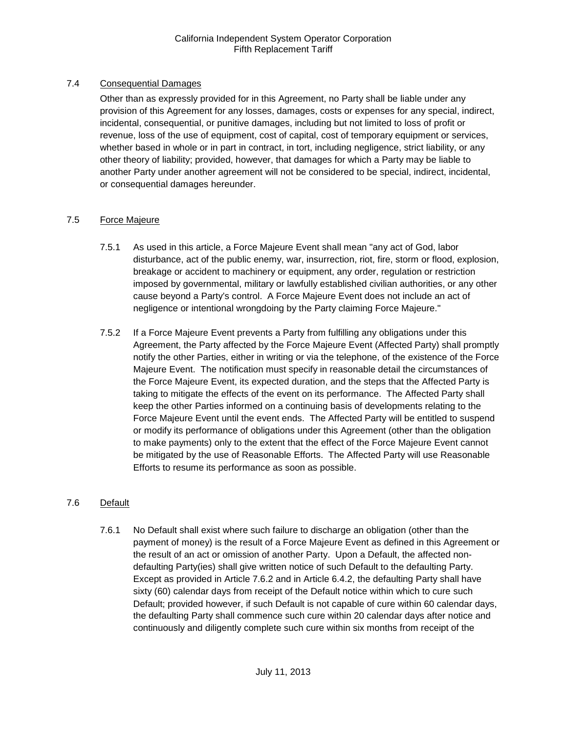### 7.4 Consequential Damages

Other than as expressly provided for in this Agreement, no Party shall be liable under any provision of this Agreement for any losses, damages, costs or expenses for any special, indirect, incidental, consequential, or punitive damages, including but not limited to loss of profit or revenue, loss of the use of equipment, cost of capital, cost of temporary equipment or services, whether based in whole or in part in contract, in tort, including negligence, strict liability, or any other theory of liability; provided, however, that damages for which a Party may be liable to another Party under another agreement will not be considered to be special, indirect, incidental, or consequential damages hereunder.

### 7.5 Force Majeure

7.5.1 As used in this article, a Force Majeure Event shall mean "any act of God, labor disturbance, act of the public enemy, war, insurrection, riot, fire, storm or flood, explosion, breakage or accident to machinery or equipment, any order, regulation or restriction imposed by governmental, military or lawfully established civilian authorities, or any other cause beyond a Party's control. A Force Majeure Event does not include an act of negligence or intentional wrongdoing by the Party claiming Force Majeure."

7.5.2 If a Force Majeure Event prevents a Party from fulfilling any obligations under this Agreement, the Party affected by the Force Majeure Event (Affected Party) shall promptly notify the other Parties, either in writing or via the telephone, of the existence of the Force Majeure Event. The notification must specify in reasonable detail the circumstances of the Force Majeure Event, its expected duration, and the steps that the Affected Party is taking to mitigate the effects of the event on its performance. The Affected Party shall keep the other Parties informed on a continuing basis of developments relating to the Force Majeure Event until the event ends. The Affected Party will be entitled to suspend or modify its performance of obligations under this Agreement (other than the obligation to make payments) only to the extent that the effect of the Force Majeure Event cannot be mitigated by the use of Reasonable Efforts. The Affected Party will use Reasonable Efforts to resume its performance as soon as possible.

### 7.6 Default

7.6.1 No Default shall exist where such failure to discharge an obligation (other than the payment of money) is the result of a Force Majeure Event as defined in this Agreement or the result of an act or omission of another Party. Upon a Default, the affected non-defaulting Party(ies) shall give written notice of such Default to the defaulting Party. Except as provided in Article 7.6.2 and in Article 6.4.2, the defaulting Party shall have sixty (60) calendar days from receipt of the Default notice within which to cure such Default; provided however, if such Default is not capable of cure within 60 calendar days, the defaulting Party shall commence such cure within 20 calendar days after notice and continuously and diligently complete such cure within six months from receipt of the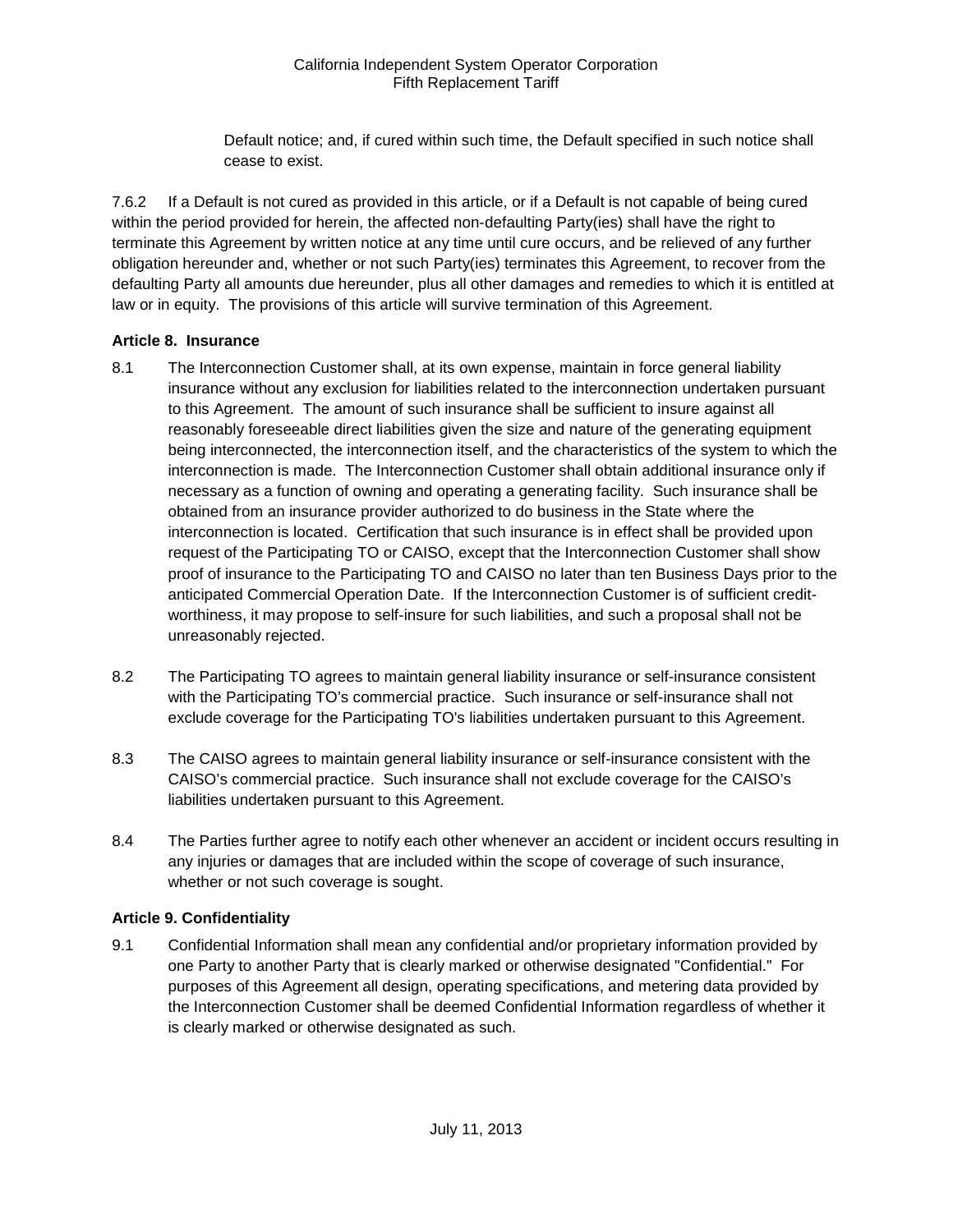Default notice; and, if cured within such time, the Default specified in such notice shall cease to exist.

7.6.2 If a Default is not cured as provided in this article, or if a Default is not capable of being cured within the period provided for herein, the affected non-defaulting Party(ies) shall have the right to terminate this Agreement by written notice at any time until cure occurs, and be relieved of any further obligation hereunder and, whether or not such Party(ies) terminates this Agreement, to recover from the defaulting Party all amounts due hereunder, plus all other damages and remedies to which it is entitled at law or in equity. The provisions of this article will survive termination of this Agreement.

**Article 8. Insurance**

8.1 The Interconnection Customer shall, at its own expense, maintain in force general liability insurance without any exclusion for liabilities related to the interconnection undertaken pursuant to this Agreement. The amount of such insurance shall be sufficient to insure against all reasonably foreseeable direct liabilities given the size and nature of the generating equipment being interconnected, the interconnection itself, and the characteristics of the system to which the interconnection is made. The Interconnection Customer shall obtain additional insurance only if necessary as a function of owning and operating a generating facility. Such insurance shall be obtained from an insurance provider authorized to do business in the State where the interconnection is located. Certification that such insurance is in effect shall be provided upon request of the Participating TO or CAISO, except that the Interconnection Customer shall show proof of insurance to the Participating TO and CAISO no later than ten Business Days prior to the anticipated Commercial Operation Date. If the Interconnection Customer is of sufficient credit-worthiness, it may propose to self-insure for such liabilities, and such a proposal shall not be unreasonably rejected.

8.2 The Participating TO agrees to maintain general liability insurance or self-insurance consistent with the Participating TO's commercial practice. Such insurance or self-insurance shall not exclude coverage for the Participating TO's liabilities undertaken pursuant to this Agreement.

8.3 The CAISO agrees to maintain general liability insurance or self-insurance consistent with the CAISO's commercial practice. Such insurance shall not exclude coverage for the CAISO's liabilities undertaken pursuant to this Agreement.

8.4 The Parties further agree to notify each other whenever an accident or incident occurs resulting in any injuries or damages that are included within the scope of coverage of such insurance, whether or not such coverage is sought.

**Article 9. Confidentiality**

9.1 Confidential Information shall mean any confidential and/or proprietary information provided by one Party to another Party that is clearly marked or otherwise designated "Confidential." For purposes of this Agreement all design, operating specifications, and metering data provided by the Interconnection Customer shall be deemed Confidential Information regardless of whether it is clearly marked or otherwise designated as such.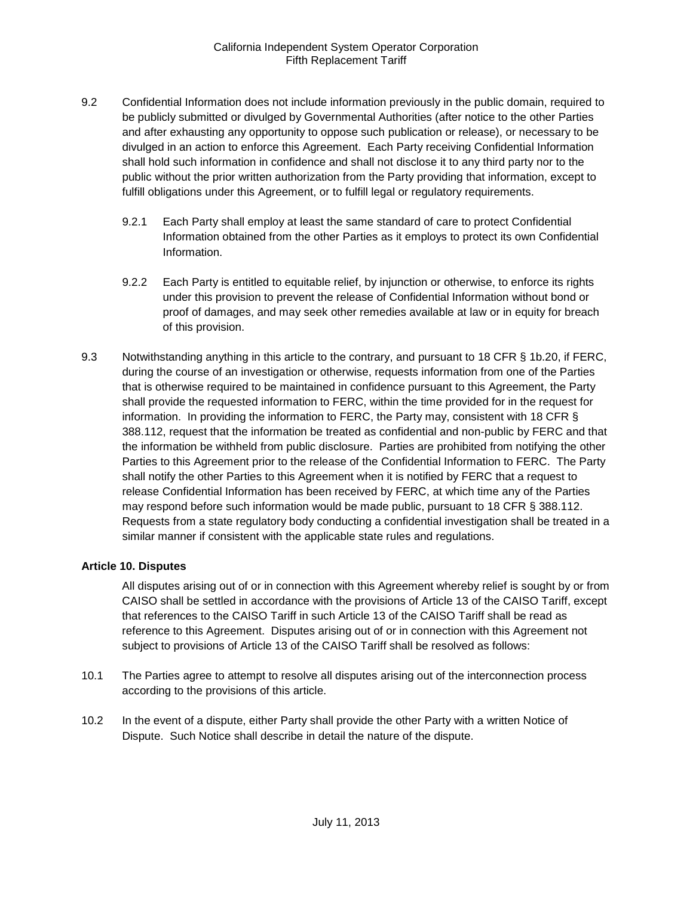9.2 Confidential Information does not include information previously in the public domain, required to be publicly submitted or divulged by Governmental Authorities (after notice to the other Parties and after exhausting any opportunity to oppose such publication or release), or necessary to be divulged in an action to enforce this Agreement. Each Party receiving Confidential Information shall hold such information in confidence and shall not disclose it to any third party nor to the public without the prior written authorization from the Party providing that information, except to fulfill obligations under this Agreement, or to fulfill legal or regulatory requirements.

9.2.1 Each Party shall employ at least the same standard of care to protect Confidential Information obtained from the other Parties as it employs to protect its own Confidential Information.

9.2.2 Each Party is entitled to equitable relief, by injunction or otherwise, to enforce its rights under this provision to prevent the release of Confidential Information without bond or proof of damages, and may seek other remedies available at law or in equity for breach of this provision.

9.3 Notwithstanding anything in this article to the contrary, and pursuant to 18 CFR § 1b.20, if FERC, during the course of an investigation or otherwise, requests information from one of the Parties that is otherwise required to be maintained in confidence pursuant to this Agreement, the Party shall provide the requested information to FERC, within the time provided for in the request for information. In providing the information to FERC, the Party may, consistent with 18 CFR § 388.112, request that the information be treated as confidential and non-public by FERC and that the information be withheld from public disclosure. Parties are prohibited from notifying the other Parties to this Agreement prior to the release of the Confidential Information to FERC. The Party shall notify the other Parties to this Agreement when it is notified by FERC that a request to release Confidential Information has been received by FERC, at which time any of the Parties may respond before such information would be made public, pursuant to 18 CFR § 388.112. Requests from a state regulatory body conducting a confidential investigation shall be treated in a similar manner if consistent with the applicable state rules and regulations.

**Article 10. Disputes**

All disputes arising out of or in connection with this Agreement whereby relief is sought by or from CAISO shall be settled in accordance with the provisions of Article 13 of the CAISO Tariff, except that references to the CAISO Tariff in such Article 13 of the CAISO Tariff shall be read as reference to this Agreement. Disputes arising out of or in connection with this Agreement not subject to provisions of Article 13 of the CAISO Tariff shall be resolved as follows:

10.1 The Parties agree to attempt to resolve all disputes arising out of the interconnection process according to the provisions of this article.

10.2 In the event of a dispute, either Party shall provide the other Party with a written Notice of Dispute. Such Notice shall describe in detail the nature of the dispute.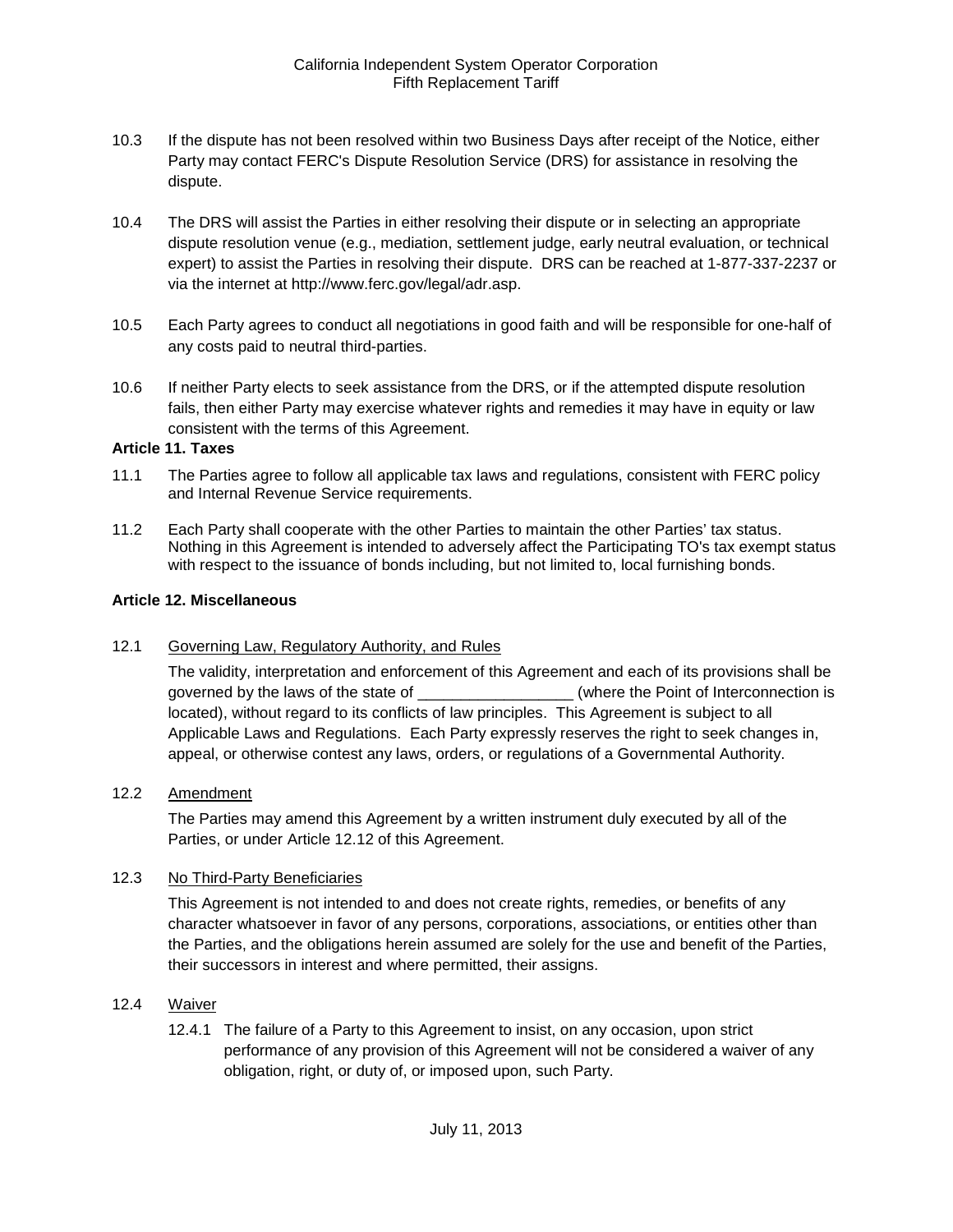10.3 If the dispute has not been resolved within two Business Days after receipt of the Notice, either Party may contact FERC's Dispute Resolution Service (DRS) for assistance in resolving the dispute.

10.4 The DRS will assist the Parties in either resolving their dispute or in selecting an appropriate dispute resolution venue (e.g., mediation, settlement judge, early neutral evaluation, or technical expert) to assist the Parties in resolving their dispute. DRS can be reached at 1-877-337-2237 or via the internet at http://www.ferc.gov/legal/adr.asp.

10.5 Each Party agrees to conduct all negotiations in good faith and will be responsible for one-half of any costs paid to neutral third-parties.

10.6 If neither Party elects to seek assistance from the DRS, or if the attempted dispute resolution fails, then either Party may exercise whatever rights and remedies it may have in equity or law consistent with the terms of this Agreement.

**Article 11. Taxes**

11.1 The Parties agree to follow all applicable tax laws and regulations, consistent with FERC policy and Internal Revenue Service requirements.

11.2 Each Party shall cooperate with the other Parties to maintain the other Parties' tax status. Nothing in this Agreement is intended to adversely affect the Participating TO's tax exempt status with respect to the issuance of bonds including, but not limited to, local furnishing bonds.

**Article 12. Miscellaneous**

12.1 Governing Law, Regulatory Authority, and Rules

The validity, interpretation and enforcement of this Agreement and each of its provisions shall be governed by the laws of the state of __________________ (where the Point of Interconnection is located), without regard to its conflicts of law principles. This Agreement is subject to all Applicable Laws and Regulations. Each Party expressly reserves the right to seek changes in, appeal, or otherwise contest any laws, orders, or regulations of a Governmental Authority.

12.2 Amendment

The Parties may amend this Agreement by a written instrument duly executed by all of the Parties, or under Article 12.12 of this Agreement.

12.3 No Third-Party Beneficiaries

This Agreement is not intended to and does not create rights, remedies, or benefits of any character whatsoever in favor of any persons, corporations, associations, or entities other than the Parties, and the obligations herein assumed are solely for the use and benefit of the Parties, their successors in interest and where permitted, their assigns.

12.4 Waiver

12.4.1 The failure of a Party to this Agreement to insist, on any occasion, upon strict performance of any provision of this Agreement will not be considered a waiver of any obligation, right, or duty of, or imposed upon, such Party.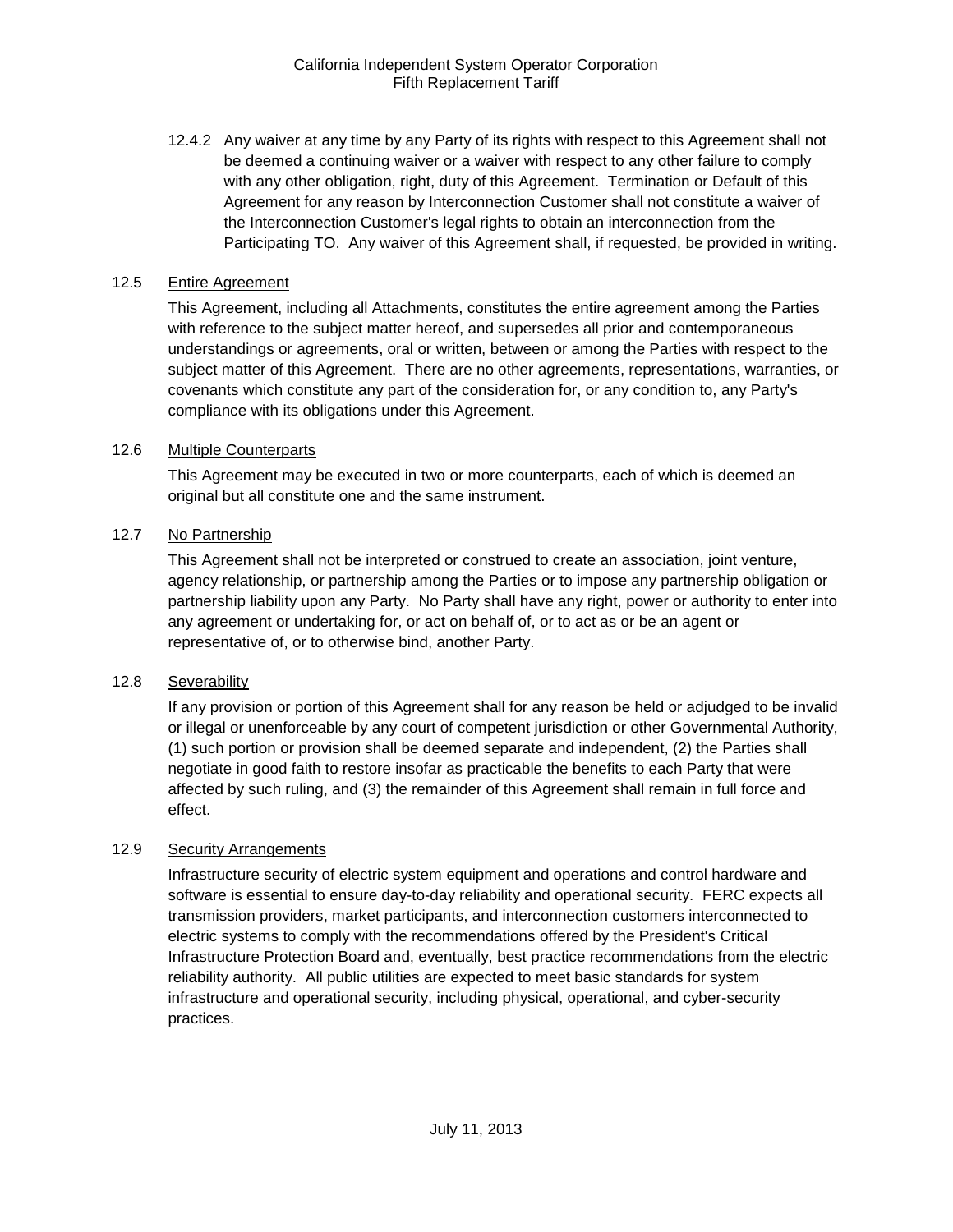12.4.2 Any waiver at any time by any Party of its rights with respect to this Agreement shall not be deemed a continuing waiver or a waiver with respect to any other failure to comply with any other obligation, right, duty of this Agreement. Termination or Default of this Agreement for any reason by Interconnection Customer shall not constitute a waiver of the Interconnection Customer's legal rights to obtain an interconnection from the Participating TO. Any waiver of this Agreement shall, if requested, be provided in writing.

12.5 <u>Entire Agreement</u>

This Agreement, including all Attachments, constitutes the entire agreement among the Parties with reference to the subject matter hereof, and supersedes all prior and contemporaneous understandings or agreements, oral or written, between or among the Parties with respect to the subject matter of this Agreement. There are no other agreements, representations, warranties, or covenants which constitute any part of the consideration for, or any condition to, any Party's compliance with its obligations under this Agreement.

12.6 <u>Multiple Counterparts</u>

This Agreement may be executed in two or more counterparts, each of which is deemed an original but all constitute one and the same instrument.

12.7 <u>No Partnership</u>

This Agreement shall not be interpreted or construed to create an association, joint venture, agency relationship, or partnership among the Parties or to impose any partnership obligation or partnership liability upon any Party. No Party shall have any right, power or authority to enter into any agreement or undertaking for, or act on behalf of, or to act as or be an agent or representative of, or to otherwise bind, another Party.

12.8 <u>Severability</u>

If any provision or portion of this Agreement shall for any reason be held or adjudged to be invalid or illegal or unenforceable by any court of competent jurisdiction or other Governmental Authority, (1) such portion or provision shall be deemed separate and independent, (2) the Parties shall negotiate in good faith to restore insofar as practicable the benefits to each Party that were affected by such ruling, and (3) the remainder of this Agreement shall remain in full force and effect.

12.9 <u>Security Arrangements</u>

Infrastructure security of electric system equipment and operations and control hardware and software is essential to ensure day-to-day reliability and operational security. FERC expects all transmission providers, market participants, and interconnection customers interconnected to electric systems to comply with the recommendations offered by the President's Critical Infrastructure Protection Board and, eventually, best practice recommendations from the electric reliability authority. All public utilities are expected to meet basic standards for system infrastructure and operational security, including physical, operational, and cyber-security practices.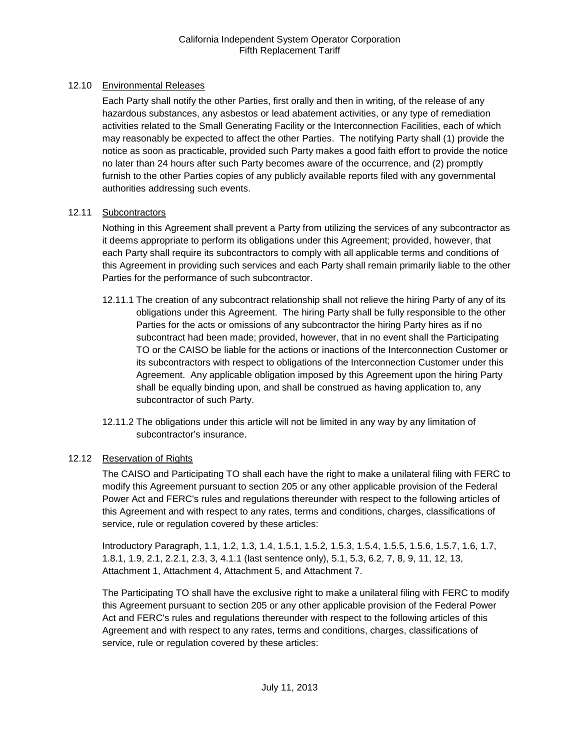### 12.10 Environmental Releases

Each Party shall notify the other Parties, first orally and then in writing, of the release of any hazardous substances, any asbestos or lead abatement activities, or any type of remediation activities related to the Small Generating Facility or the Interconnection Facilities, each of which may reasonably be expected to affect the other Parties. The notifying Party shall (1) provide the notice as soon as practicable, provided such Party makes a good faith effort to provide the notice no later than 24 hours after such Party becomes aware of the occurrence, and (2) promptly furnish to the other Parties copies of any publicly available reports filed with any governmental authorities addressing such events.

### 12.11 Subcontractors

Nothing in this Agreement shall prevent a Party from utilizing the services of any subcontractor as it deems appropriate to perform its obligations under this Agreement; provided, however, that each Party shall require its subcontractors to comply with all applicable terms and conditions of this Agreement in providing such services and each Party shall remain primarily liable to the other Parties for the performance of such subcontractor.

12.11.1 The creation of any subcontract relationship shall not relieve the hiring Party of any of its obligations under this Agreement. The hiring Party shall be fully responsible to the other Parties for the acts or omissions of any subcontractor the hiring Party hires as if no subcontract had been made; provided, however, that in no event shall the Participating TO or the CAISO be liable for the actions or inactions of the Interconnection Customer or its subcontractors with respect to obligations of the Interconnection Customer under this Agreement. Any applicable obligation imposed by this Agreement upon the hiring Party shall be equally binding upon, and shall be construed as having application to, any subcontractor of such Party.

12.11.2 The obligations under this article will not be limited in any way by any limitation of subcontractor's insurance.

### 12.12 Reservation of Rights

The CAISO and Participating TO shall each have the right to make a unilateral filing with FERC to modify this Agreement pursuant to section 205 or any other applicable provision of the Federal Power Act and FERC's rules and regulations thereunder with respect to the following articles of this Agreement and with respect to any rates, terms and conditions, charges, classifications of service, rule or regulation covered by these articles:

Introductory Paragraph, 1.1, 1.2, 1.3, 1.4, 1.5.1, 1.5.2, 1.5.3, 1.5.4, 1.5.5, 1.5.6, 1.5.7, 1.6, 1.7, 1.8.1, 1.9, 2.1, 2.2.1, 2.3, 3, 4.1.1 (last sentence only), 5.1, 5.3, 6.2, 7, 8, 9, 11, 12, 13, Attachment 1, Attachment 4, Attachment 5, and Attachment 7.

The Participating TO shall have the exclusive right to make a unilateral filing with FERC to modify this Agreement pursuant to section 205 or any other applicable provision of the Federal Power Act and FERC's rules and regulations thereunder with respect to the following articles of this Agreement and with respect to any rates, terms and conditions, charges, classifications of service, rule or regulation covered by these articles: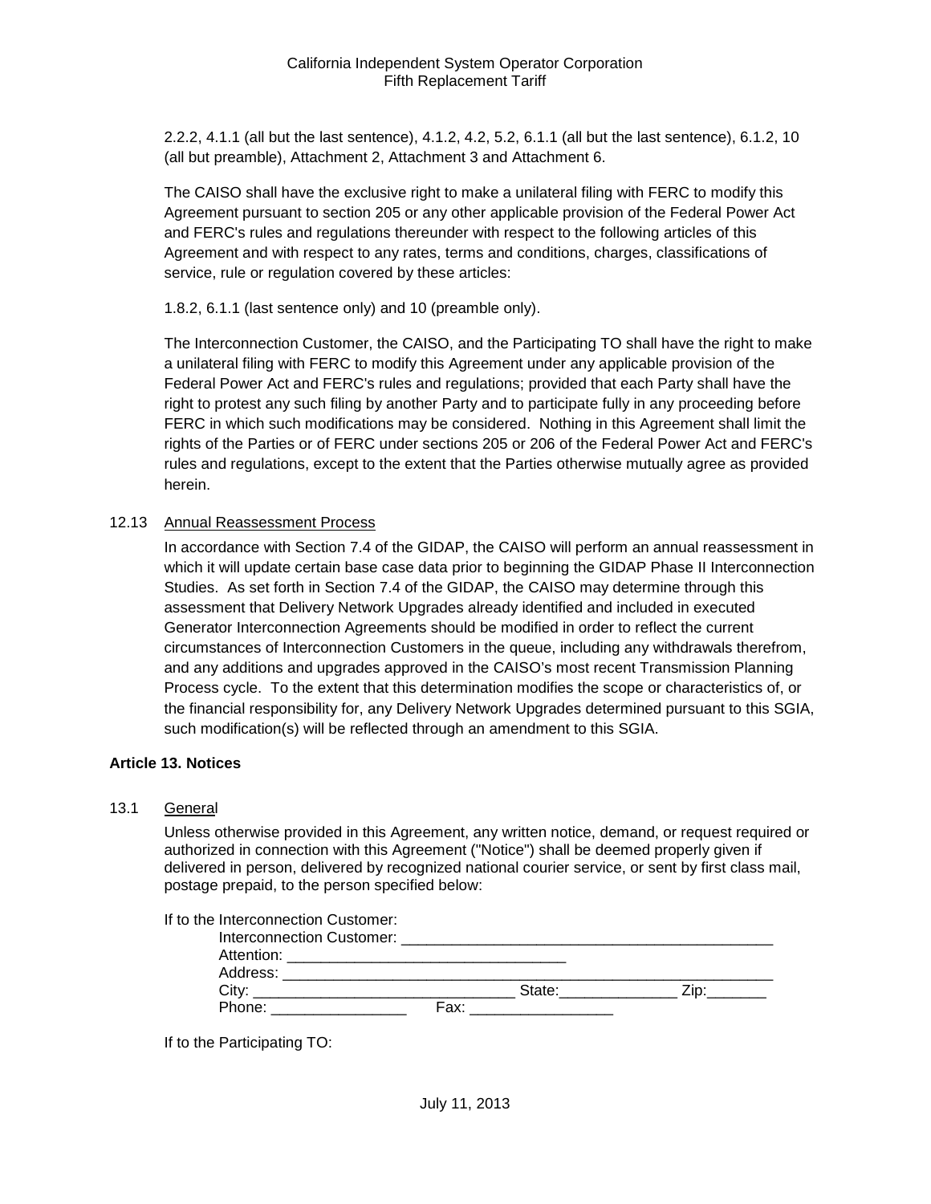2.2.2, 4.1.1 (all but the last sentence), 4.1.2, 4.2, 5.2, 6.1.1 (all but the last sentence), 6.1.2, 10 (all but preamble), Attachment 2, Attachment 3 and Attachment 6.

The CAISO shall have the exclusive right to make a unilateral filing with FERC to modify this Agreement pursuant to section 205 or any other applicable provision of the Federal Power Act and FERC's rules and regulations thereunder with respect to the following articles of this Agreement and with respect to any rates, terms and conditions, charges, classifications of service, rule or regulation covered by these articles:

1.8.2, 6.1.1 (last sentence only) and 10 (preamble only).

The Interconnection Customer, the CAISO, and the Participating TO shall have the right to make a unilateral filing with FERC to modify this Agreement under any applicable provision of the Federal Power Act and FERC's rules and regulations; provided that each Party shall have the right to protest any such filing by another Party and to participate fully in any proceeding before FERC in which such modifications may be considered. Nothing in this Agreement shall limit the rights of the Parties or of FERC under sections 205 or 206 of the Federal Power Act and FERC's rules and regulations, except to the extent that the Parties otherwise mutually agree as provided herein.

12.13 Annual Reassessment Process

In accordance with Section 7.4 of the GIDAP, the CAISO will perform an annual reassessment in which it will update certain base case data prior to beginning the GIDAP Phase II Interconnection Studies. As set forth in Section 7.4 of the GIDAP, the CAISO may determine through this assessment that Delivery Network Upgrades already identified and included in executed Generator Interconnection Agreements should be modified in order to reflect the current circumstances of Interconnection Customers in the queue, including any withdrawals therefrom, and any additions and upgrades approved in the CAISO's most recent Transmission Planning Process cycle. To the extent that this determination modifies the scope or characteristics of, or the financial responsibility for, any Delivery Network Upgrades determined pursuant to this SGIA, such modification(s) will be reflected through an amendment to this SGIA.

**Article 13. Notices**

13.1 General

Unless otherwise provided in this Agreement, any written notice, demand, or request required or authorized in connection with this Agreement ("Notice") shall be deemed properly given if delivered in person, delivered by recognized national courier service, or sent by first class mail, postage prepaid, to the person specified below:

If to the Interconnection Customer:

Interconnection Customer: ____________________________________________
Attention: _________________________________
Address: ____________________________________________________________
City: _______________________________ State:______________ Zip:_______
Phone: ________________ Fax: _________________

If to the Participating TO: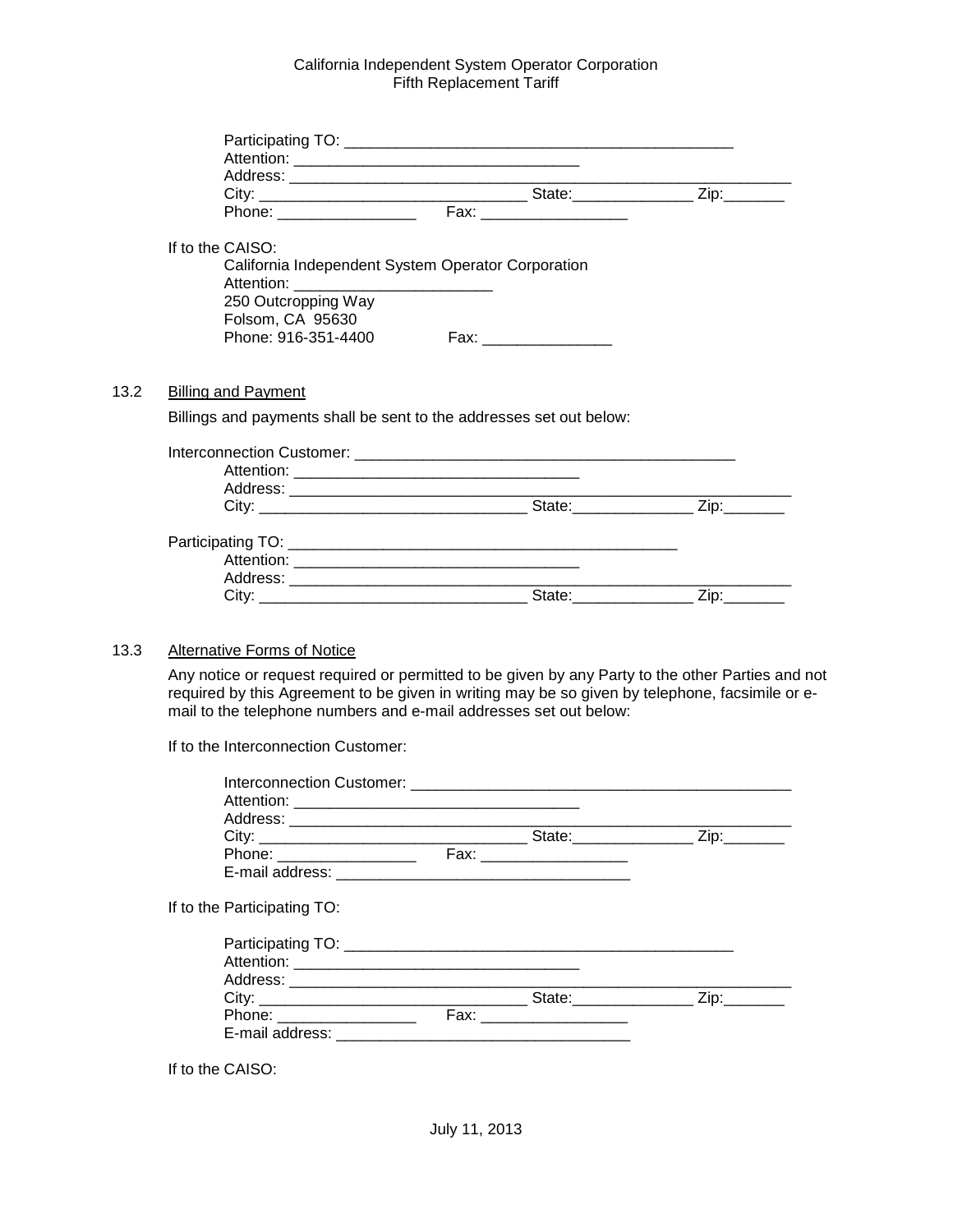Participating TO: _____________________________________________
Attention: _________________________________
Address: ___________________________________________________________
City: _______________________________ State:______________ Zip:_______
Phone: ________________ Fax: _________________

If to the CAISO:

California Independent System Operator Corporation
Attention: _______________________
250 Outcropping Way
Folsom, CA 95630
Phone: 916-351-4400 Fax: _______________

13.2 Billing and Payment

Billings and payments shall be sent to the addresses set out below:

Interconnection Customer: ___________________________________________
Attention: _________________________________
Address: ___________________________________________________________
City: _______________________________ State:______________ Zip:_______

Participating TO: _____________________________________________
Attention: _________________________________
Address: ___________________________________________________________
City: _______________________________ State:______________ Zip:_______

13.3 Alternative Forms of Notice

Any notice or request required or permitted to be given by any Party to the other Parties and not required by this Agreement to be given in writing may be so given by telephone, facsimile or e-mail to the telephone numbers and e-mail addresses set out below:

If to the Interconnection Customer:

Interconnection Customer: ___________________________________________
Attention: _________________________________
Address: ___________________________________________________________
City: _______________________________ State:______________ Zip:_______
Phone: ________________ Fax: _________________
E-mail address: __________________________________

If to the Participating TO:

Participating TO: _____________________________________________
Attention: _________________________________
Address: ___________________________________________________________
City: _______________________________ State:______________ Zip:_______
Phone: ________________ Fax: _________________
E-mail address: __________________________________

If to the CAISO: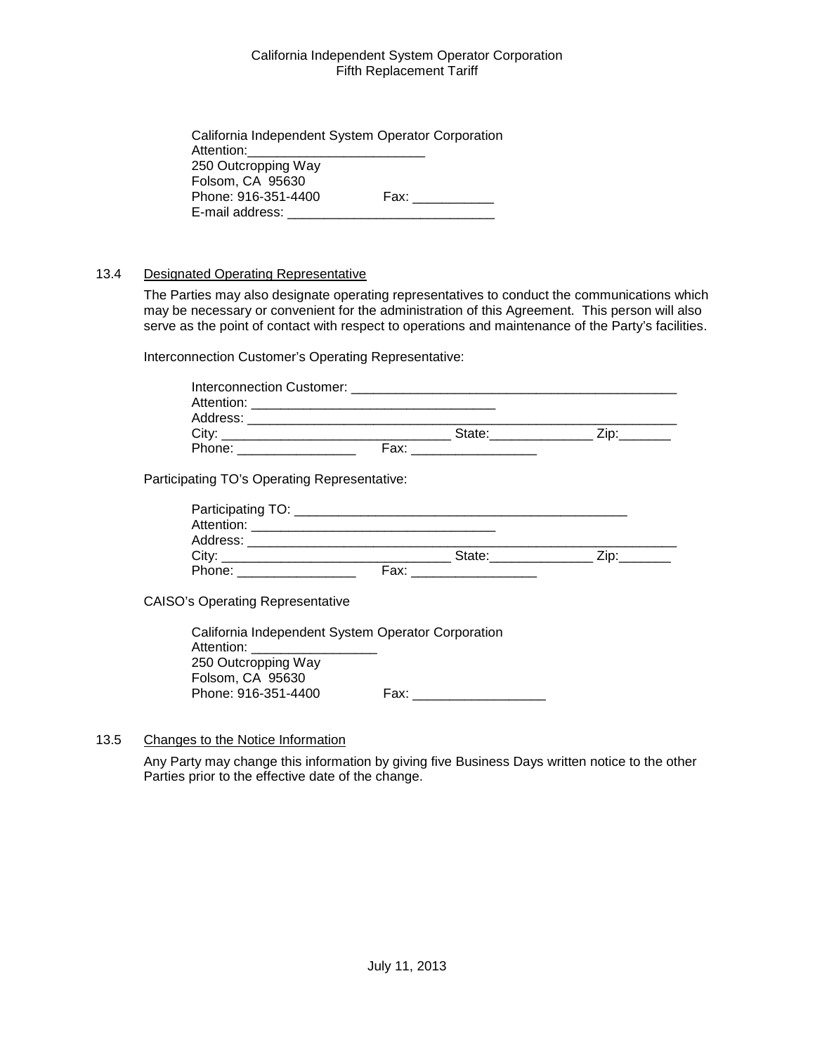California Independent System Operator Corporation
Attention:________________________
250 Outcropping Way
Folsom, CA 95630
Phone: 916-351-4400 Fax: ___________
E-mail address: ____________________________

13.4 Designated Operating Representative

The Parties may also designate operating representatives to conduct the communications which may be necessary or convenient for the administration of this Agreement. This person will also serve as the point of contact with respect to operations and maintenance of the Party's facilities.

Interconnection Customer's Operating Representative:

Interconnection Customer: ______________________________________________
Attention: _________________________________
Address: ____________________________________________________________
City: ________________________________ State:______________ Zip:_______
Phone: ________________ Fax: _________________

Participating TO's Operating Representative:

Participating TO: ______________________________________________
Attention: _________________________________
Address: ____________________________________________________________
City: ________________________________ State:______________ Zip:_______
Phone: ________________ Fax: _________________

CAISO's Operating Representative

California Independent System Operator Corporation
Attention: _________________
250 Outcropping Way
Folsom, CA 95630
Phone: 916-351-4400 Fax: __________________

13.5 Changes to the Notice Information

Any Party may change this information by giving five Business Days written notice to the other Parties prior to the effective date of the change.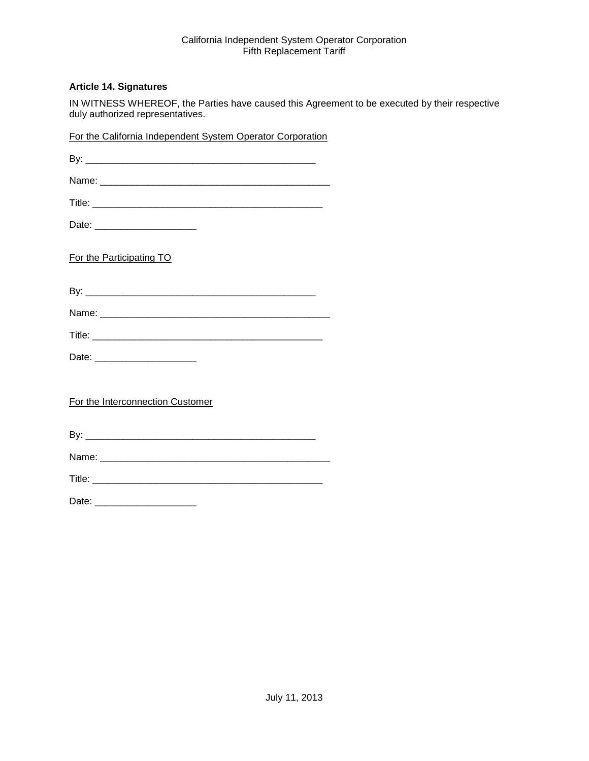### Article 14. Signatures

IN WITNESS WHEREOF, the Parties have caused this Agreement to be executed by their respective duly authorized representatives.

For the California Independent System Operator Corporation

By: ___________________________________________

Name: ___________________________________________

Title: ___________________________________________

Date: ___________________

For the Participating TO

By: ___________________________________________

Name: ___________________________________________

Title: ___________________________________________

Date: ___________________

For the Interconnection Customer

By: ___________________________________________

Name: ___________________________________________

Title: ___________________________________________

Date: ___________________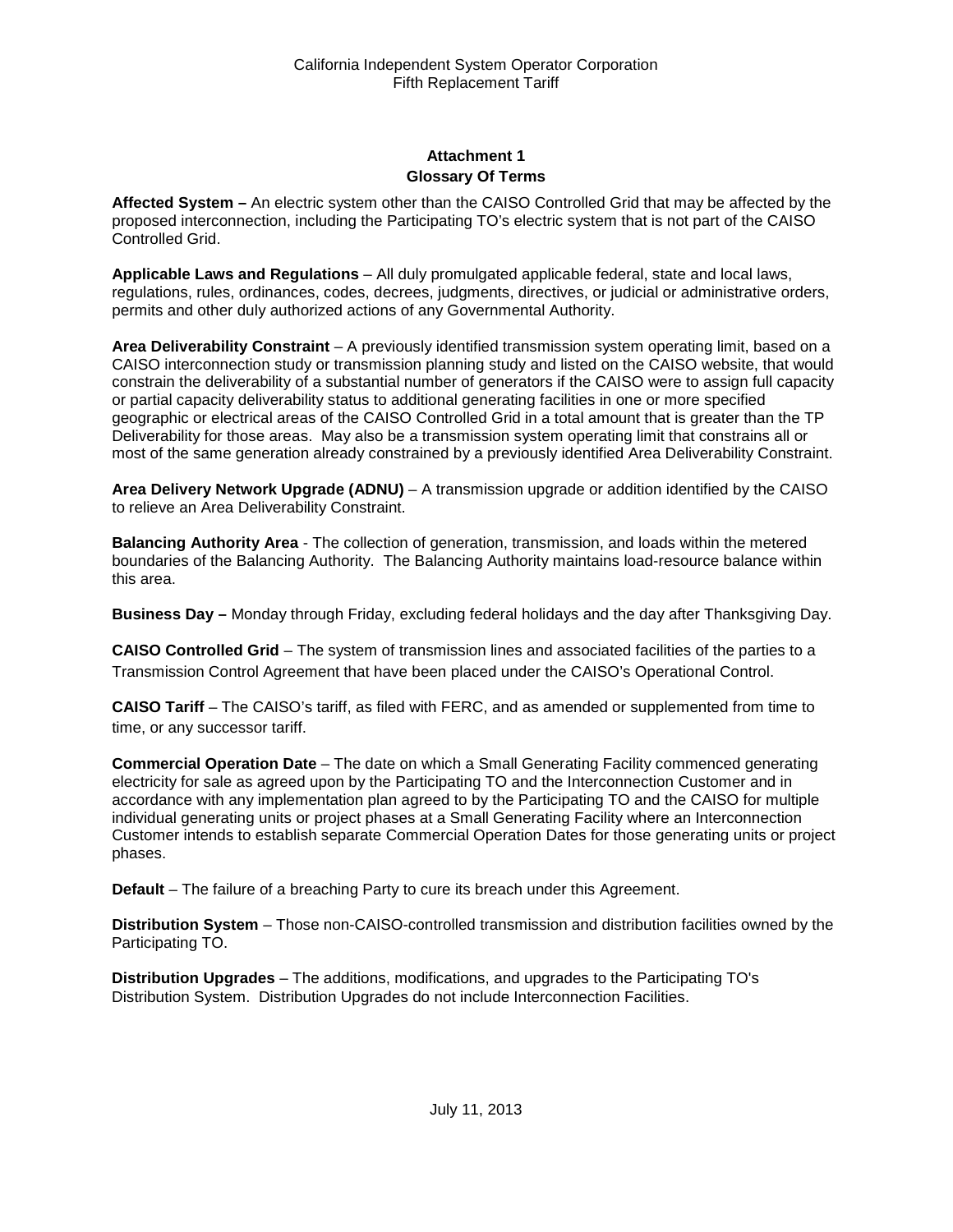## Attachment 1
## Glossary Of Terms

**Affected System –** An electric system other than the CAISO Controlled Grid that may be affected by the proposed interconnection, including the Participating TO's electric system that is not part of the CAISO Controlled Grid.

**Applicable Laws and Regulations** – All duly promulgated applicable federal, state and local laws, regulations, rules, ordinances, codes, decrees, judgments, directives, or judicial or administrative orders, permits and other duly authorized actions of any Governmental Authority.

**Area Deliverability Constraint** – A previously identified transmission system operating limit, based on a CAISO interconnection study or transmission planning study and listed on the CAISO website, that would constrain the deliverability of a substantial number of generators if the CAISO were to assign full capacity or partial capacity deliverability status to additional generating facilities in one or more specified geographic or electrical areas of the CAISO Controlled Grid in a total amount that is greater than the TP Deliverability for those areas. May also be a transmission system operating limit that constrains all or most of the same generation already constrained by a previously identified Area Deliverability Constraint.

**Area Delivery Network Upgrade (ADNU)** – A transmission upgrade or addition identified by the CAISO to relieve an Area Deliverability Constraint.

**Balancing Authority Area** - The collection of generation, transmission, and loads within the metered boundaries of the Balancing Authority. The Balancing Authority maintains load-resource balance within this area.

**Business Day –** Monday through Friday, excluding federal holidays and the day after Thanksgiving Day.

**CAISO Controlled Grid** – The system of transmission lines and associated facilities of the parties to a Transmission Control Agreement that have been placed under the CAISO's Operational Control.

**CAISO Tariff** – The CAISO's tariff, as filed with FERC, and as amended or supplemented from time to time, or any successor tariff.

**Commercial Operation Date** – The date on which a Small Generating Facility commenced generating electricity for sale as agreed upon by the Participating TO and the Interconnection Customer and in accordance with any implementation plan agreed to by the Participating TO and the CAISO for multiple individual generating units or project phases at a Small Generating Facility where an Interconnection Customer intends to establish separate Commercial Operation Dates for those generating units or project phases.

**Default** – The failure of a breaching Party to cure its breach under this Agreement.

**Distribution System** – Those non-CAISO-controlled transmission and distribution facilities owned by the Participating TO.

**Distribution Upgrades** – The additions, modifications, and upgrades to the Participating TO's Distribution System. Distribution Upgrades do not include Interconnection Facilities.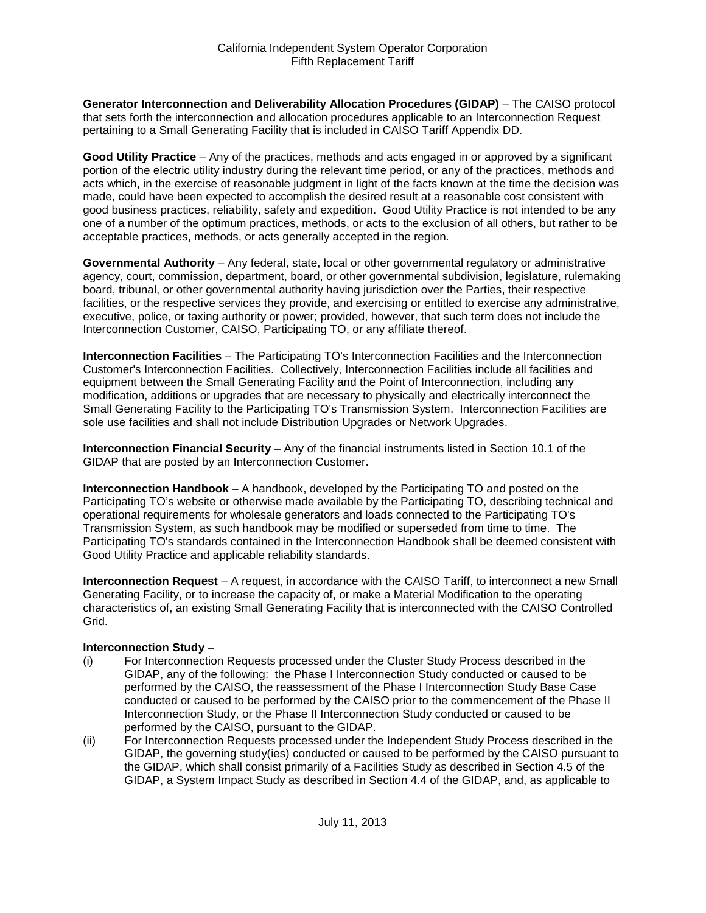**Generator Interconnection and Deliverability Allocation Procedures (GIDAP)** – The CAISO protocol that sets forth the interconnection and allocation procedures applicable to an Interconnection Request pertaining to a Small Generating Facility that is included in CAISO Tariff Appendix DD.

**Good Utility Practice** – Any of the practices, methods and acts engaged in or approved by a significant portion of the electric utility industry during the relevant time period, or any of the practices, methods and acts which, in the exercise of reasonable judgment in light of the facts known at the time the decision was made, could have been expected to accomplish the desired result at a reasonable cost consistent with good business practices, reliability, safety and expedition. Good Utility Practice is not intended to be any one of a number of the optimum practices, methods, or acts to the exclusion of all others, but rather to be acceptable practices, methods, or acts generally accepted in the region.

**Governmental Authority** – Any federal, state, local or other governmental regulatory or administrative agency, court, commission, department, board, or other governmental subdivision, legislature, rulemaking board, tribunal, or other governmental authority having jurisdiction over the Parties, their respective facilities, or the respective services they provide, and exercising or entitled to exercise any administrative, executive, police, or taxing authority or power; provided, however, that such term does not include the Interconnection Customer, CAISO, Participating TO, or any affiliate thereof.

**Interconnection Facilities** – The Participating TO's Interconnection Facilities and the Interconnection Customer's Interconnection Facilities. Collectively, Interconnection Facilities include all facilities and equipment between the Small Generating Facility and the Point of Interconnection, including any modification, additions or upgrades that are necessary to physically and electrically interconnect the Small Generating Facility to the Participating TO's Transmission System. Interconnection Facilities are sole use facilities and shall not include Distribution Upgrades or Network Upgrades.

**Interconnection Financial Security** – Any of the financial instruments listed in Section 10.1 of the GIDAP that are posted by an Interconnection Customer.

**Interconnection Handbook** – A handbook, developed by the Participating TO and posted on the Participating TO's website or otherwise made available by the Participating TO, describing technical and operational requirements for wholesale generators and loads connected to the Participating TO's Transmission System, as such handbook may be modified or superseded from time to time. The Participating TO's standards contained in the Interconnection Handbook shall be deemed consistent with Good Utility Practice and applicable reliability standards.

**Interconnection Request** – A request, in accordance with the CAISO Tariff, to interconnect a new Small Generating Facility, or to increase the capacity of, or make a Material Modification to the operating characteristics of, an existing Small Generating Facility that is interconnected with the CAISO Controlled Grid.

**Interconnection Study** –

(i) For Interconnection Requests processed under the Cluster Study Process described in the GIDAP, any of the following: the Phase I Interconnection Study conducted or caused to be performed by the CAISO, the reassessment of the Phase I Interconnection Study Base Case conducted or caused to be performed by the CAISO prior to the commencement of the Phase II Interconnection Study, or the Phase II Interconnection Study conducted or caused to be performed by the CAISO, pursuant to the GIDAP.

(ii) For Interconnection Requests processed under the Independent Study Process described in the GIDAP, the governing study(ies) conducted or caused to be performed by the CAISO pursuant to the GIDAP, which shall consist primarily of a Facilities Study as described in Section 4.5 of the GIDAP, a System Impact Study as described in Section 4.4 of the GIDAP, and, as applicable to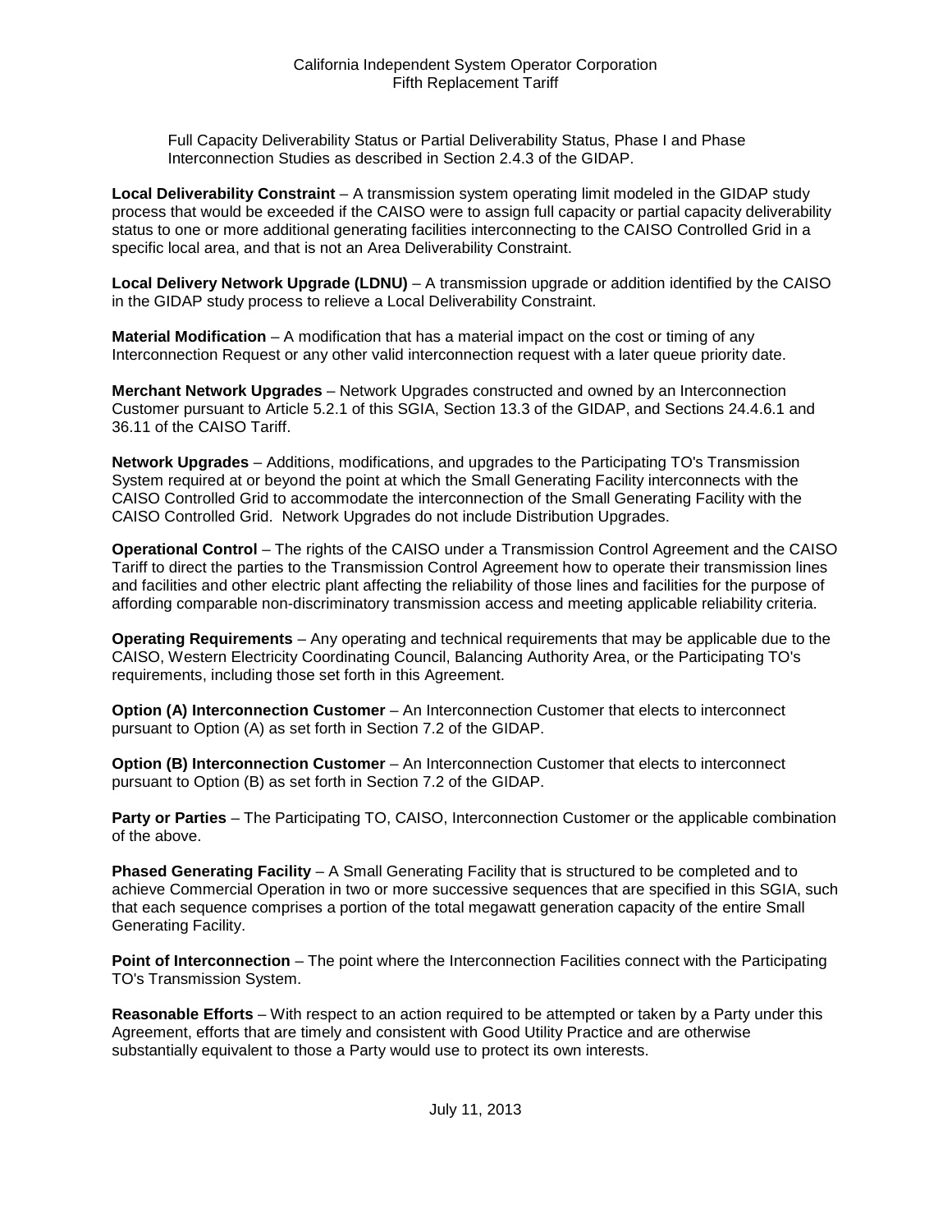Full Capacity Deliverability Status or Partial Deliverability Status, Phase I and Phase Interconnection Studies as described in Section 2.4.3 of the GIDAP.

**Local Deliverability Constraint** – A transmission system operating limit modeled in the GIDAP study process that would be exceeded if the CAISO were to assign full capacity or partial capacity deliverability status to one or more additional generating facilities interconnecting to the CAISO Controlled Grid in a specific local area, and that is not an Area Deliverability Constraint.

**Local Delivery Network Upgrade (LDNU)** – A transmission upgrade or addition identified by the CAISO in the GIDAP study process to relieve a Local Deliverability Constraint.

**Material Modification** – A modification that has a material impact on the cost or timing of any Interconnection Request or any other valid interconnection request with a later queue priority date.

**Merchant Network Upgrades** – Network Upgrades constructed and owned by an Interconnection Customer pursuant to Article 5.2.1 of this SGIA, Section 13.3 of the GIDAP, and Sections 24.4.6.1 and 36.11 of the CAISO Tariff.

**Network Upgrades** – Additions, modifications, and upgrades to the Participating TO's Transmission System required at or beyond the point at which the Small Generating Facility interconnects with the CAISO Controlled Grid to accommodate the interconnection of the Small Generating Facility with the CAISO Controlled Grid. Network Upgrades do not include Distribution Upgrades.

**Operational Control** – The rights of the CAISO under a Transmission Control Agreement and the CAISO Tariff to direct the parties to the Transmission Control Agreement how to operate their transmission lines and facilities and other electric plant affecting the reliability of those lines and facilities for the purpose of affording comparable non-discriminatory transmission access and meeting applicable reliability criteria.

**Operating Requirements** – Any operating and technical requirements that may be applicable due to the CAISO, Western Electricity Coordinating Council, Balancing Authority Area, or the Participating TO's requirements, including those set forth in this Agreement.

**Option (A) Interconnection Customer** – An Interconnection Customer that elects to interconnect pursuant to Option (A) as set forth in Section 7.2 of the GIDAP.

**Option (B) Interconnection Customer** – An Interconnection Customer that elects to interconnect pursuant to Option (B) as set forth in Section 7.2 of the GIDAP.

**Party or Parties** – The Participating TO, CAISO, Interconnection Customer or the applicable combination of the above.

**Phased Generating Facility** – A Small Generating Facility that is structured to be completed and to achieve Commercial Operation in two or more successive sequences that are specified in this SGIA, such that each sequence comprises a portion of the total megawatt generation capacity of the entire Small Generating Facility.

**Point of Interconnection** – The point where the Interconnection Facilities connect with the Participating TO's Transmission System.

**Reasonable Efforts** – With respect to an action required to be attempted or taken by a Party under this Agreement, efforts that are timely and consistent with Good Utility Practice and are otherwise substantially equivalent to those a Party would use to protect its own interests.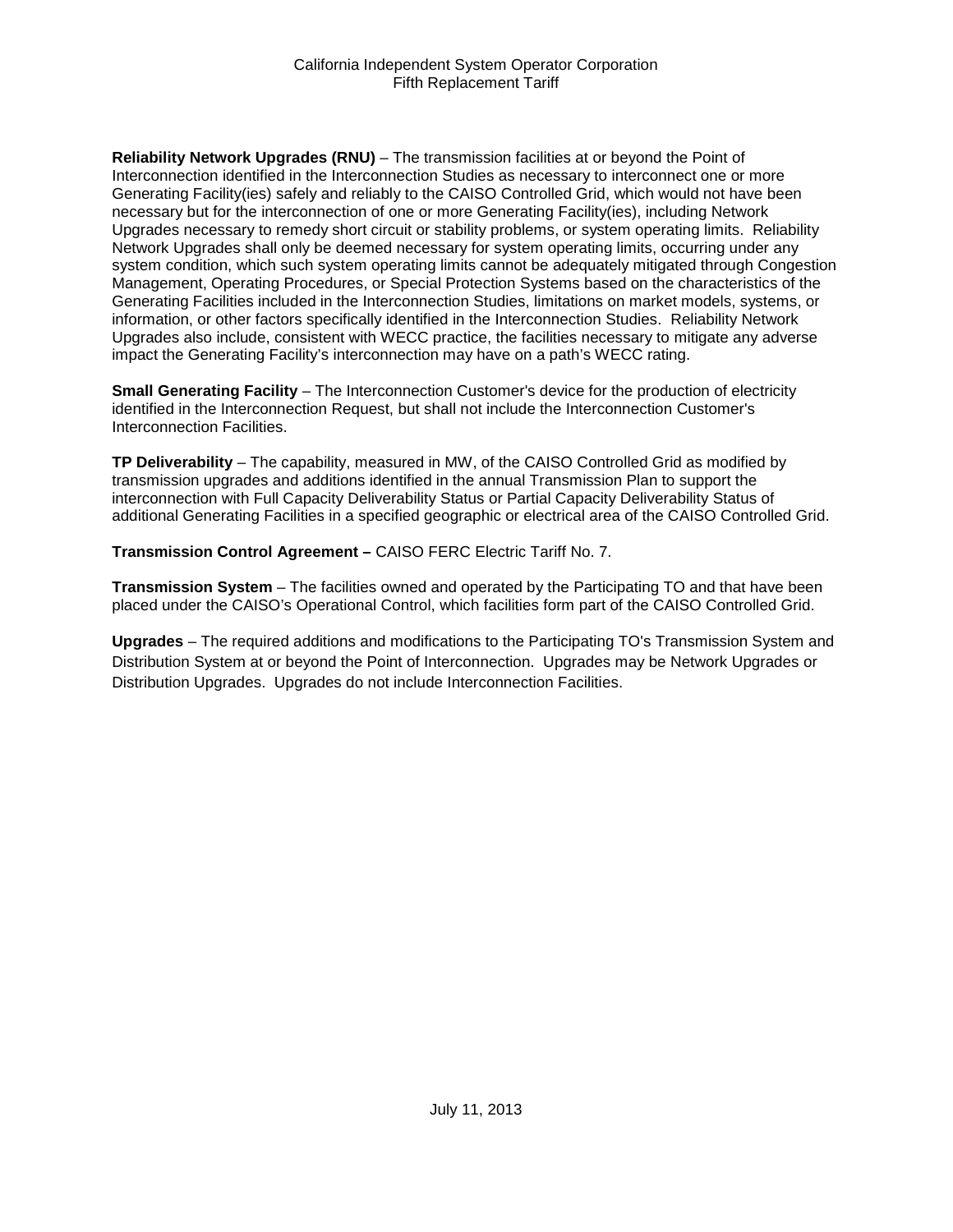**Reliability Network Upgrades (RNU)** – The transmission facilities at or beyond the Point of Interconnection identified in the Interconnection Studies as necessary to interconnect one or more Generating Facility(ies) safely and reliably to the CAISO Controlled Grid, which would not have been necessary but for the interconnection of one or more Generating Facility(ies), including Network Upgrades necessary to remedy short circuit or stability problems, or system operating limits. Reliability Network Upgrades shall only be deemed necessary for system operating limits, occurring under any system condition, which such system operating limits cannot be adequately mitigated through Congestion Management, Operating Procedures, or Special Protection Systems based on the characteristics of the Generating Facilities included in the Interconnection Studies, limitations on market models, systems, or information, or other factors specifically identified in the Interconnection Studies. Reliability Network Upgrades also include, consistent with WECC practice, the facilities necessary to mitigate any adverse impact the Generating Facility's interconnection may have on a path's WECC rating.

**Small Generating Facility** – The Interconnection Customer's device for the production of electricity identified in the Interconnection Request, but shall not include the Interconnection Customer's Interconnection Facilities.

**TP Deliverability** – The capability, measured in MW, of the CAISO Controlled Grid as modified by transmission upgrades and additions identified in the annual Transmission Plan to support the interconnection with Full Capacity Deliverability Status or Partial Capacity Deliverability Status of additional Generating Facilities in a specified geographic or electrical area of the CAISO Controlled Grid.

**Transmission Control Agreement –** CAISO FERC Electric Tariff No. 7.

**Transmission System** – The facilities owned and operated by the Participating TO and that have been placed under the CAISO's Operational Control, which facilities form part of the CAISO Controlled Grid.

**Upgrades** – The required additions and modifications to the Participating TO's Transmission System and Distribution System at or beyond the Point of Interconnection. Upgrades may be Network Upgrades or Distribution Upgrades. Upgrades do not include Interconnection Facilities.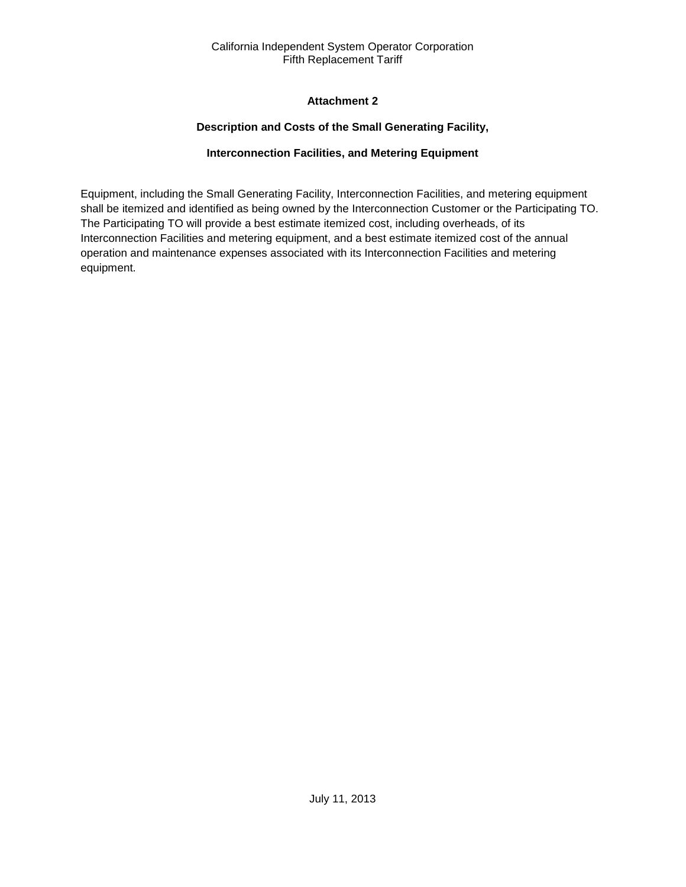## Attachment 2

### Description and Costs of the Small Generating Facility,

### Interconnection Facilities, and Metering Equipment

Equipment, including the Small Generating Facility, Interconnection Facilities, and metering equipment shall be itemized and identified as being owned by the Interconnection Customer or the Participating TO. The Participating TO will provide a best estimate itemized cost, including overheads, of its Interconnection Facilities and metering equipment, and a best estimate itemized cost of the annual operation and maintenance expenses associated with its Interconnection Facilities and metering equipment.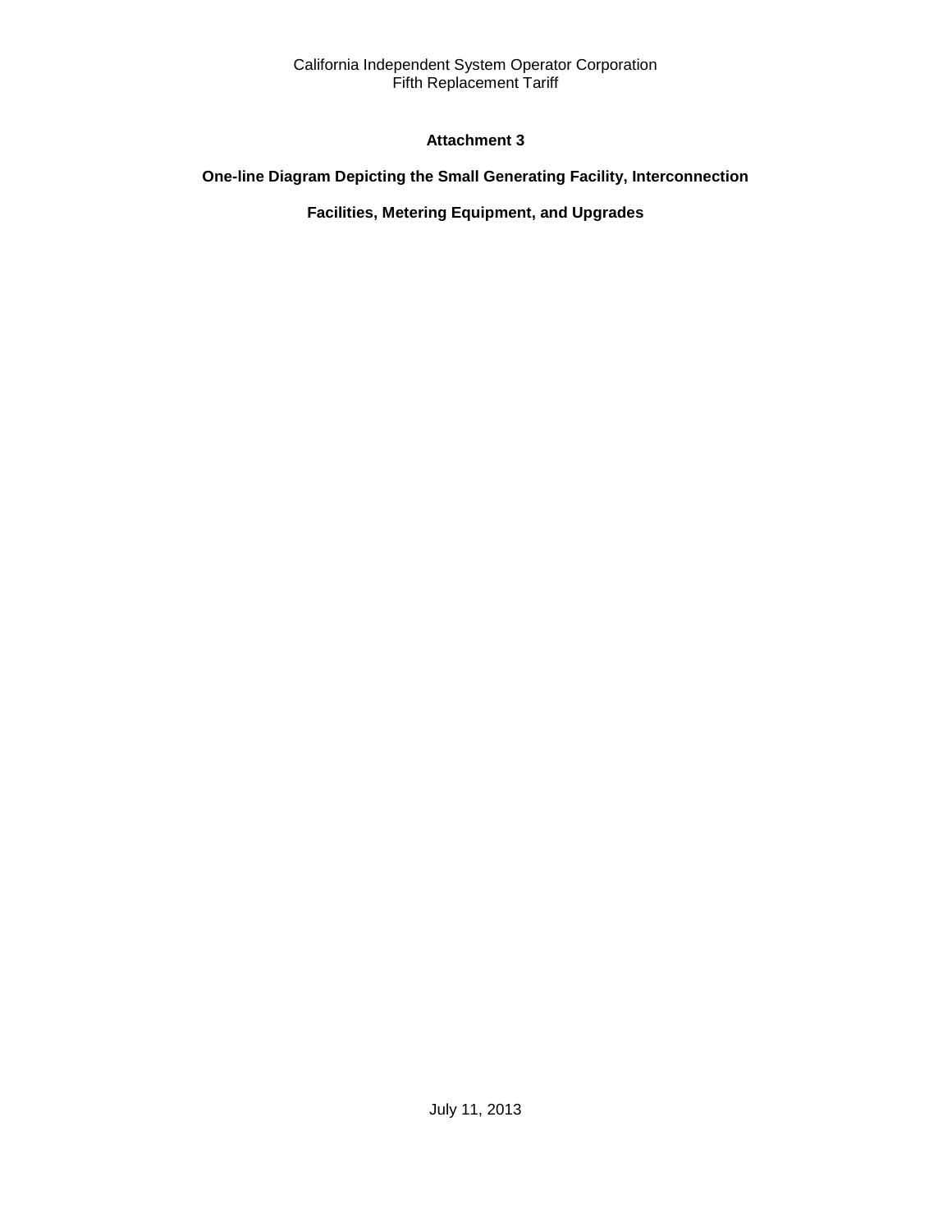**Attachment 3**

**One-line Diagram Depicting the Small Generating Facility, Interconnection Facilities, Metering Equipment, and Upgrades**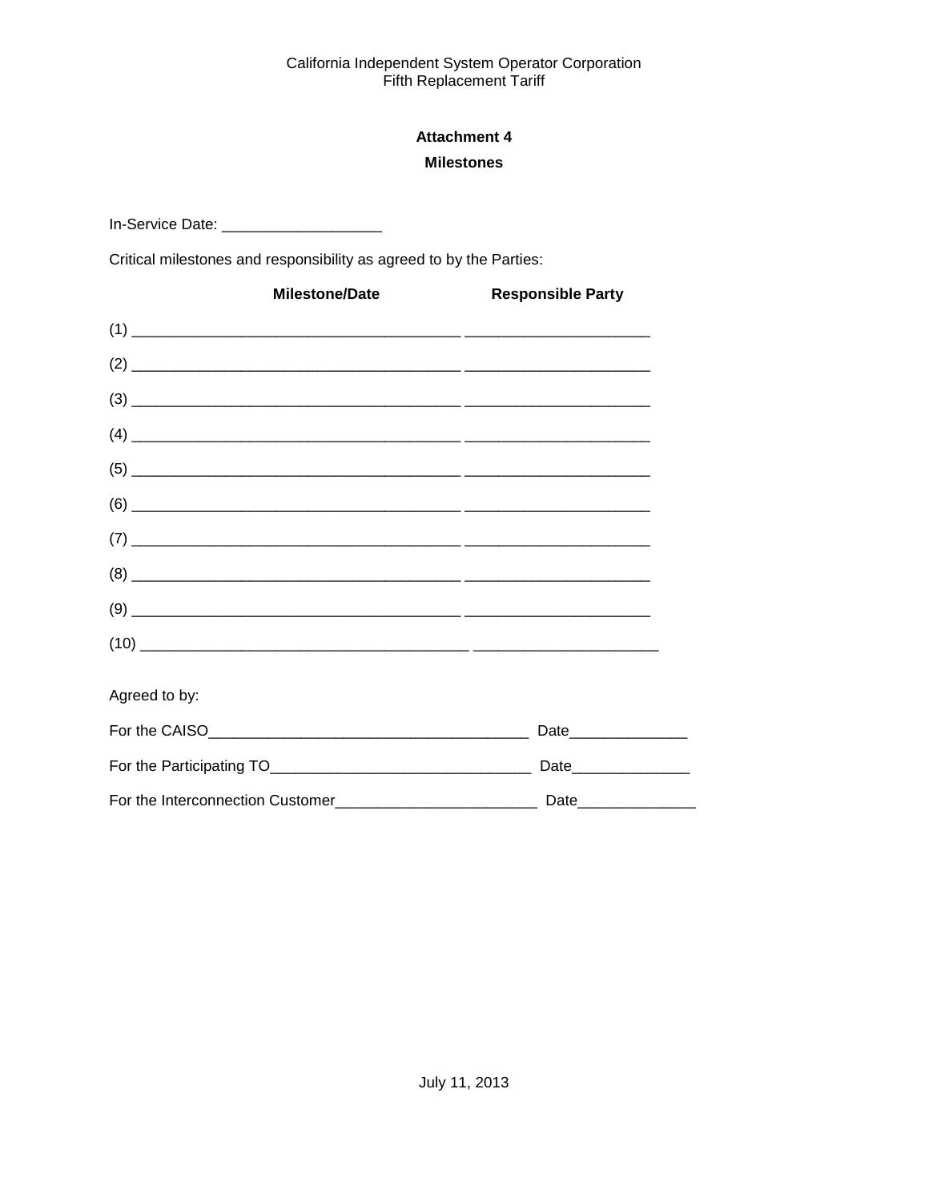## Attachment 4

### Milestones

In-Service Date: ___________________

Critical milestones and responsibility as agreed to by the Parties:

| | **Milestone/Date** | **Responsible Party** |
|---|---|---|
| (1) | _______________________________________ | ______________________ |
| (2) | _______________________________________ | ______________________ |
| (3) | _______________________________________ | ______________________ |
| (4) | _______________________________________ | ______________________ |
| (5) | _______________________________________ | ______________________ |
| (6) | _______________________________________ | ______________________ |
| (7) | _______________________________________ | ______________________ |
| (8) | _______________________________________ | ______________________ |
| (9) | _______________________________________ | ______________________ |
| (10) | _______________________________________ | ______________________ |

Agreed to by:

For the CAISO______________________________________ Date______________

For the Participating TO_______________________________ Date______________

For the Interconnection Customer________________________ Date______________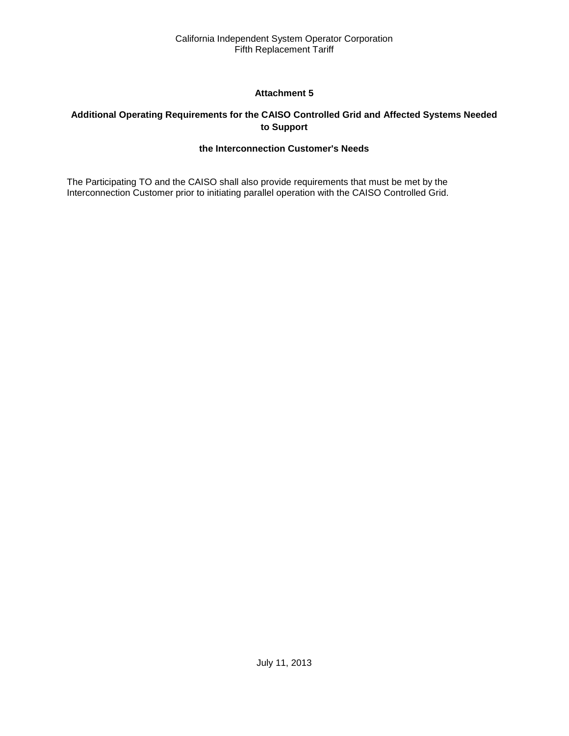## Attachment 5

### Additional Operating Requirements for the CAISO Controlled Grid and Affected Systems Needed to Support the Interconnection Customer's Needs

The Participating TO and the CAISO shall also provide requirements that must be met by the Interconnection Customer prior to initiating parallel operation with the CAISO Controlled Grid.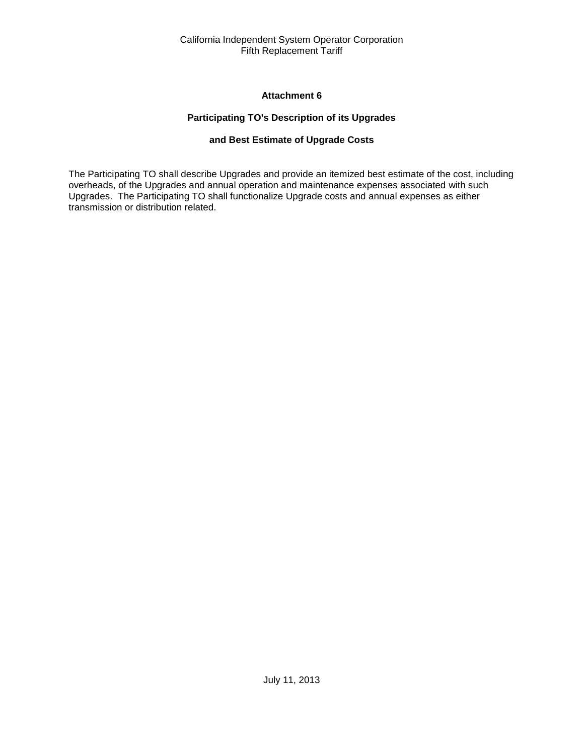## Attachment 6

### Participating TO's Description of its Upgrades

### and Best Estimate of Upgrade Costs

The Participating TO shall describe Upgrades and provide an itemized best estimate of the cost, including overheads, of the Upgrades and annual operation and maintenance expenses associated with such Upgrades. The Participating TO shall functionalize Upgrade costs and annual expenses as either transmission or distribution related.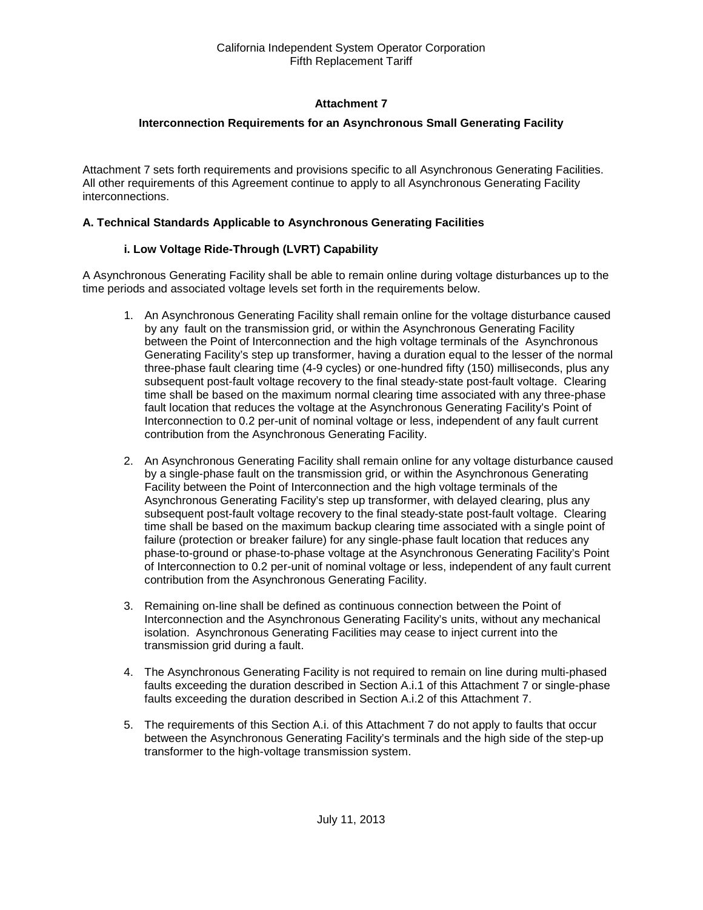## Attachment 7

### Interconnection Requirements for an Asynchronous Small Generating Facility

Attachment 7 sets forth requirements and provisions specific to all Asynchronous Generating Facilities. All other requirements of this Agreement continue to apply to all Asynchronous Generating Facility interconnections.

### A. Technical Standards Applicable to Asynchronous Generating Facilities

#### i. Low Voltage Ride-Through (LVRT) Capability

A Asynchronous Generating Facility shall be able to remain online during voltage disturbances up to the time periods and associated voltage levels set forth in the requirements below.

1. An Asynchronous Generating Facility shall remain online for the voltage disturbance caused by any fault on the transmission grid, or within the Asynchronous Generating Facility between the Point of Interconnection and the high voltage terminals of the Asynchronous Generating Facility's step up transformer, having a duration equal to the lesser of the normal three-phase fault clearing time (4-9 cycles) or one-hundred fifty (150) milliseconds, plus any subsequent post-fault voltage recovery to the final steady-state post-fault voltage. Clearing time shall be based on the maximum normal clearing time associated with any three-phase fault location that reduces the voltage at the Asynchronous Generating Facility's Point of Interconnection to 0.2 per-unit of nominal voltage or less, independent of any fault current contribution from the Asynchronous Generating Facility.

2. An Asynchronous Generating Facility shall remain online for any voltage disturbance caused by a single-phase fault on the transmission grid, or within the Asynchronous Generating Facility between the Point of Interconnection and the high voltage terminals of the Asynchronous Generating Facility's step up transformer, with delayed clearing, plus any subsequent post-fault voltage recovery to the final steady-state post-fault voltage. Clearing time shall be based on the maximum backup clearing time associated with a single point of failure (protection or breaker failure) for any single-phase fault location that reduces any phase-to-ground or phase-to-phase voltage at the Asynchronous Generating Facility's Point of Interconnection to 0.2 per-unit of nominal voltage or less, independent of any fault current contribution from the Asynchronous Generating Facility.

3. Remaining on-line shall be defined as continuous connection between the Point of Interconnection and the Asynchronous Generating Facility's units, without any mechanical isolation. Asynchronous Generating Facilities may cease to inject current into the transmission grid during a fault.

4. The Asynchronous Generating Facility is not required to remain on line during multi-phased faults exceeding the duration described in Section A.i.1 of this Attachment 7 or single-phase faults exceeding the duration described in Section A.i.2 of this Attachment 7.

5. The requirements of this Section A.i. of this Attachment 7 do not apply to faults that occur between the Asynchronous Generating Facility's terminals and the high side of the step-up transformer to the high-voltage transmission system.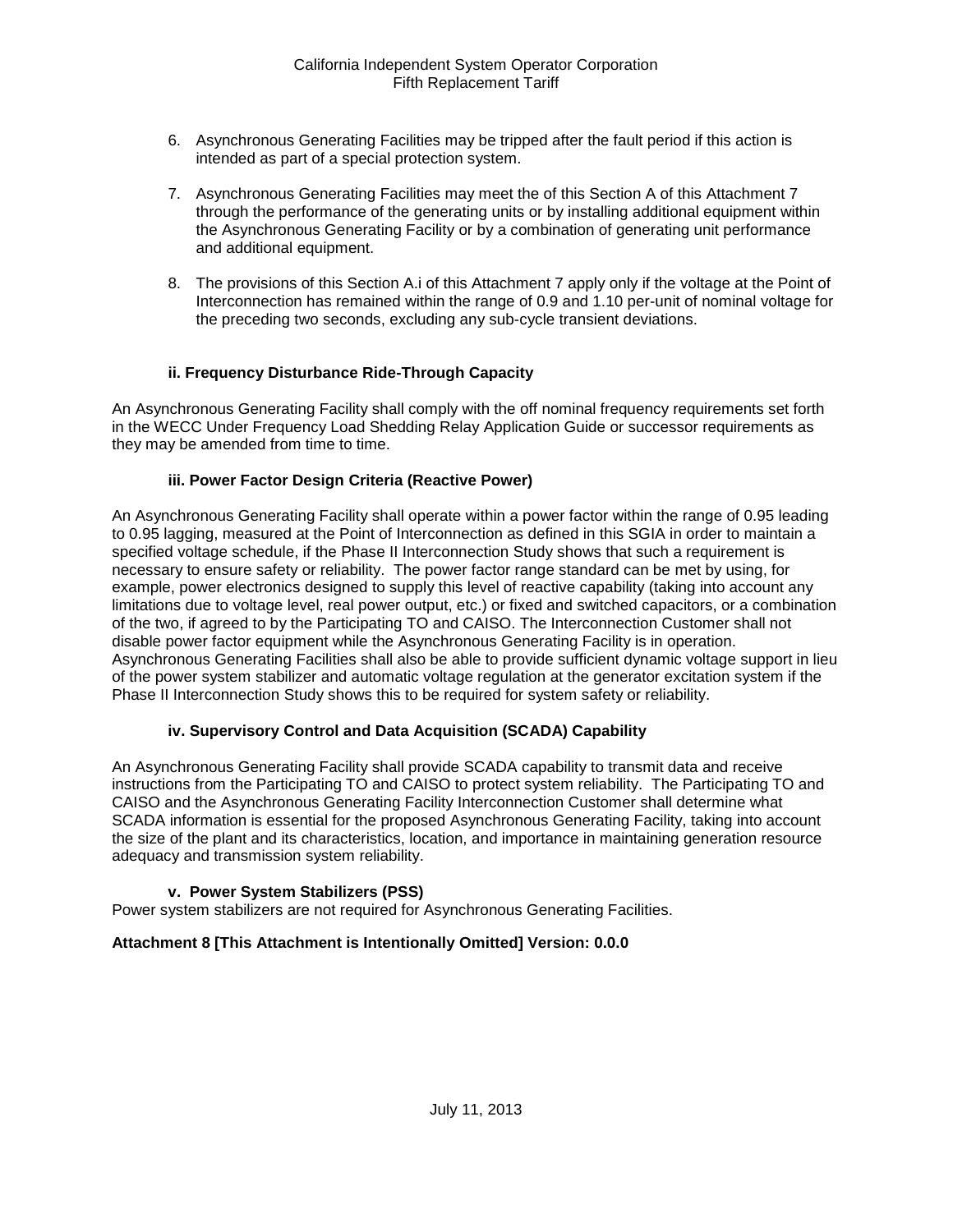6. Asynchronous Generating Facilities may be tripped after the fault period if this action is intended as part of a special protection system.

7. Asynchronous Generating Facilities may meet the of this Section A of this Attachment 7 through the performance of the generating units or by installing additional equipment within the Asynchronous Generating Facility or by a combination of generating unit performance and additional equipment.

8. The provisions of this Section A.i of this Attachment 7 apply only if the voltage at the Point of Interconnection has remained within the range of 0.9 and 1.10 per-unit of nominal voltage for the preceding two seconds, excluding any sub-cycle transient deviations.

### ii. Frequency Disturbance Ride-Through Capacity

An Asynchronous Generating Facility shall comply with the off nominal frequency requirements set forth in the WECC Under Frequency Load Shedding Relay Application Guide or successor requirements as they may be amended from time to time.

### iii. Power Factor Design Criteria (Reactive Power)

An Asynchronous Generating Facility shall operate within a power factor within the range of 0.95 leading to 0.95 lagging, measured at the Point of Interconnection as defined in this SGIA in order to maintain a specified voltage schedule, if the Phase II Interconnection Study shows that such a requirement is necessary to ensure safety or reliability. The power factor range standard can be met by using, for example, power electronics designed to supply this level of reactive capability (taking into account any limitations due to voltage level, real power output, etc.) or fixed and switched capacitors, or a combination of the two, if agreed to by the Participating TO and CAISO. The Interconnection Customer shall not disable power factor equipment while the Asynchronous Generating Facility is in operation. Asynchronous Generating Facilities shall also be able to provide sufficient dynamic voltage support in lieu of the power system stabilizer and automatic voltage regulation at the generator excitation system if the Phase II Interconnection Study shows this to be required for system safety or reliability.

### iv. Supervisory Control and Data Acquisition (SCADA) Capability

An Asynchronous Generating Facility shall provide SCADA capability to transmit data and receive instructions from the Participating TO and CAISO to protect system reliability. The Participating TO and CAISO and the Asynchronous Generating Facility Interconnection Customer shall determine what SCADA information is essential for the proposed Asynchronous Generating Facility, taking into account the size of the plant and its characteristics, location, and importance in maintaining generation resource adequacy and transmission system reliability.

### v. Power System Stabilizers (PSS)

Power system stabilizers are not required for Asynchronous Generating Facilities.

## Attachment 8 [This Attachment is Intentionally Omitted] Version: 0.0.0